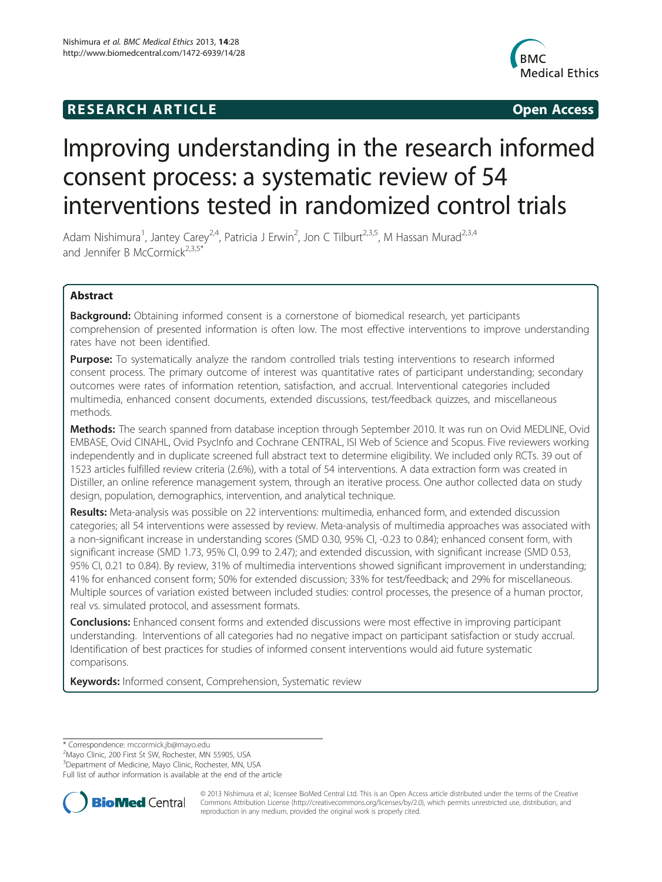**RESEARCH ARTICLE** **Open Access**

# Improving understanding in the research informed consent process: a systematic review of 54 interventions tested in randomized control trials

Adam Nishimura[1], Jantey Carey[2,4], Patricia J Erwin[2], Jon C Tilburt[2,3,5], M Hassan Murad[2,3,4] and Jennifer B McCormick[2,3,5*]

## Abstract

**Background:** Obtaining informed consent is a cornerstone of biomedical research, yet participants comprehension of presented information is often low. The most effective interventions to improve understanding rates have not been identified.

**Purpose:** To systematically analyze the random controlled trials testing interventions to research informed consent process. The primary outcome of interest was quantitative rates of participant understanding; secondary outcomes were rates of information retention, satisfaction, and accrual. Interventional categories included multimedia, enhanced consent documents, extended discussions, test/feedback quizzes, and miscellaneous methods.

**Methods:** The search spanned from database inception through September 2010. It was run on Ovid MEDLINE, Ovid EMBASE, Ovid CINAHL, Ovid PsycInfo and Cochrane CENTRAL, ISI Web of Science and Scopus. Five reviewers working independently and in duplicate screened full abstract text to determine eligibility. We included only RCTs. 39 out of 1523 articles fulfilled review criteria (2.6%), with a total of 54 interventions. A data extraction form was created in Distiller, an online reference management system, through an iterative process. One author collected data on study design, population, demographics, intervention, and analytical technique.

**Results:** Meta-analysis was possible on 22 interventions: multimedia, enhanced form, and extended discussion categories; all 54 interventions were assessed by review. Meta-analysis of multimedia approaches was associated with a non-significant increase in understanding scores (SMD 0.30, 95% CI, -0.23 to 0.84); enhanced consent form, with significant increase (SMD 1.73, 95% CI, 0.99 to 2.47); and extended discussion, with significant increase (SMD 0.53, 95% CI, 0.21 to 0.84). By review, 31% of multimedia interventions showed significant improvement in understanding; 41% for enhanced consent form; 50% for extended discussion; 33% for test/feedback; and 29% for miscellaneous. Multiple sources of variation existed between included studies: control processes, the presence of a human proctor, real vs. simulated protocol, and assessment formats.

**Conclusions:** Enhanced consent forms and extended discussions were most effective in improving participant understanding. Interventions of all categories had no negative impact on participant satisfaction or study accrual. Identification of best practices for studies of informed consent interventions would aid future systematic comparisons.

**Keywords:** Informed consent, Comprehension, Systematic review

---

\* Correspondence: mccormick.jb@mayo.edu
[2]Mayo Clinic, 200 First St SW, Rochester, MN 55905, USA
[3]Department of Medicine, Mayo Clinic, Rochester, MN, USA
Full list of author information is available at the end of the article

© 2013 Nishimura et al.; licensee BioMed Central Ltd. This is an Open Access article distributed under the terms of the Creative Commons Attribution License (http://creativecommons.org/licenses/by/2.0), which permits unrestricted use, distribution, and reproduction in any medium, provided the original work is properly cited.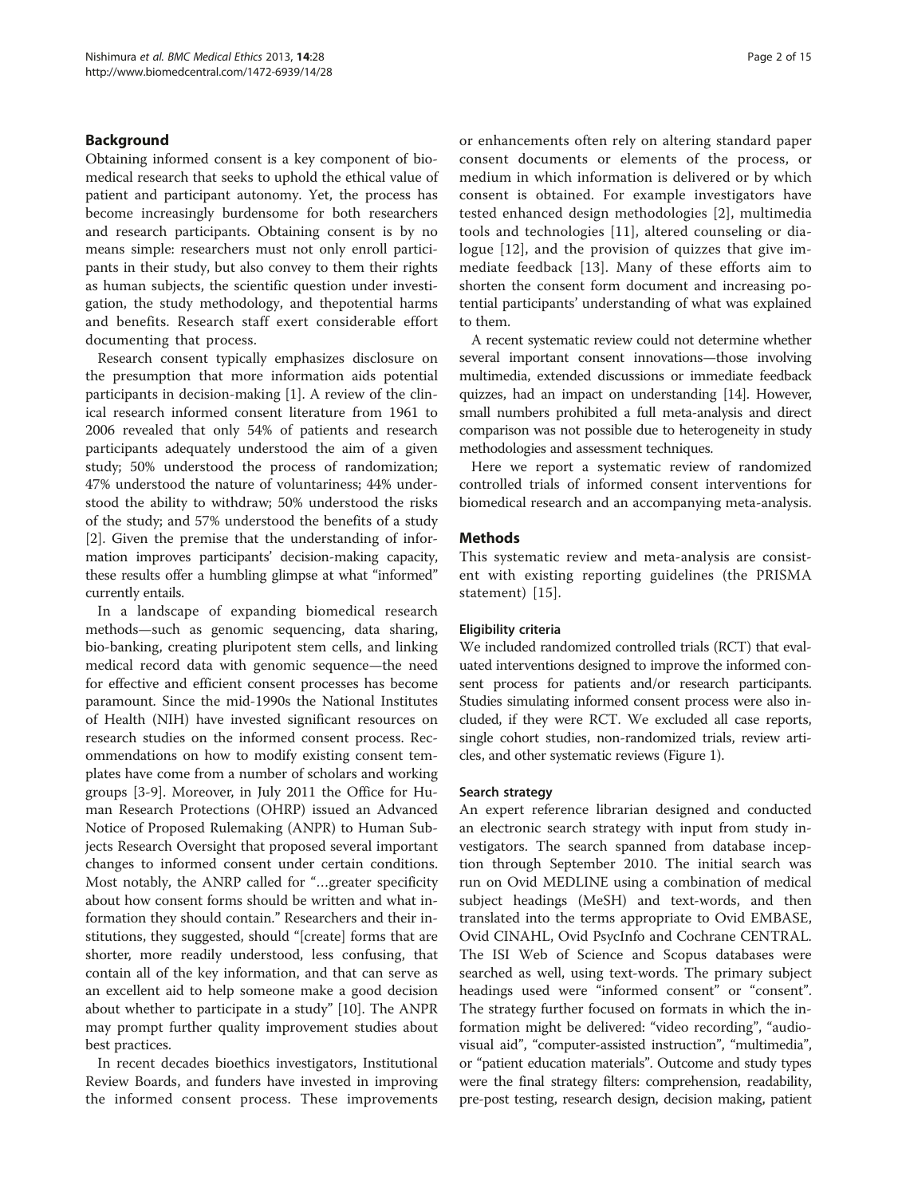## Background

Obtaining informed consent is a key component of biomedical research that seeks to uphold the ethical value of patient and participant autonomy. Yet, the process has become increasingly burdensome for both researchers and research participants. Obtaining consent is by no means simple: researchers must not only enroll participants in their study, but also convey to them their rights as human subjects, the scientific question under investigation, the study methodology, and thepotential harms and benefits. Research staff exert considerable effort documenting that process.

Research consent typically emphasizes disclosure on the presumption that more information aids potential participants in decision-making [1]. A review of the clinical research informed consent literature from 1961 to 2006 revealed that only 54% of patients and research participants adequately understood the aim of a given study; 50% understood the process of randomization; 47% understood the nature of voluntariness; 44% understood the ability to withdraw; 50% understood the risks of the study; and 57% understood the benefits of a study [2]. Given the premise that the understanding of information improves participants' decision-making capacity, these results offer a humbling glimpse at what "informed" currently entails.

In a landscape of expanding biomedical research methods—such as genomic sequencing, data sharing, bio-banking, creating pluripotent stem cells, and linking medical record data with genomic sequence—the need for effective and efficient consent processes has become paramount. Since the mid-1990s the National Institutes of Health (NIH) have invested significant resources on research studies on the informed consent process. Recommendations on how to modify existing consent templates have come from a number of scholars and working groups [3-9]. Moreover, in July 2011 the Office for Human Research Protections (OHRP) issued an Advanced Notice of Proposed Rulemaking (ANPR) to Human Subjects Research Oversight that proposed several important changes to informed consent under certain conditions. Most notably, the ANRP called for "…greater specificity about how consent forms should be written and what information they should contain." Researchers and their institutions, they suggested, should "[create] forms that are shorter, more readily understood, less confusing, that contain all of the key information, and that can serve as an excellent aid to help someone make a good decision about whether to participate in a study" [10]. The ANPR may prompt further quality improvement studies about best practices.

In recent decades bioethics investigators, Institutional Review Boards, and funders have invested in improving the informed consent process. These improvements or enhancements often rely on altering standard paper consent documents or elements of the process, or medium in which information is delivered or by which consent is obtained. For example investigators have tested enhanced design methodologies [2], multimedia tools and technologies [11], altered counseling or dialogue [12], and the provision of quizzes that give immediate feedback [13]. Many of these efforts aim to shorten the consent form document and increasing potential participants' understanding of what was explained to them.

A recent systematic review could not determine whether several important consent innovations—those involving multimedia, extended discussions or immediate feedback quizzes, had an impact on understanding [14]. However, small numbers prohibited a full meta-analysis and direct comparison was not possible due to heterogeneity in study methodologies and assessment techniques.

Here we report a systematic review of randomized controlled trials of informed consent interventions for biomedical research and an accompanying meta-analysis.

## Methods

This systematic review and meta-analysis are consistent with existing reporting guidelines (the PRISMA statement) [15].

### Eligibility criteria

We included randomized controlled trials (RCT) that evaluated interventions designed to improve the informed consent process for patients and/or research participants. Studies simulating informed consent process were also included, if they were RCT. We excluded all case reports, single cohort studies, non-randomized trials, review articles, and other systematic reviews (Figure 1).

### Search strategy

An expert reference librarian designed and conducted an electronic search strategy with input from study investigators. The search spanned from database inception through September 2010. The initial search was run on Ovid MEDLINE using a combination of medical subject headings (MeSH) and text-words, and then translated into the terms appropriate to Ovid EMBASE, Ovid CINAHL, Ovid PsycInfo and Cochrane CENTRAL. The ISI Web of Science and Scopus databases were searched as well, using text-words. The primary subject headings used were "informed consent" or "consent". The strategy further focused on formats in which the information might be delivered: "video recording", "audio-visual aid", "computer-assisted instruction", "multimedia", or "patient education materials". Outcome and study types were the final strategy filters: comprehension, readability, pre-post testing, research design, decision making, patient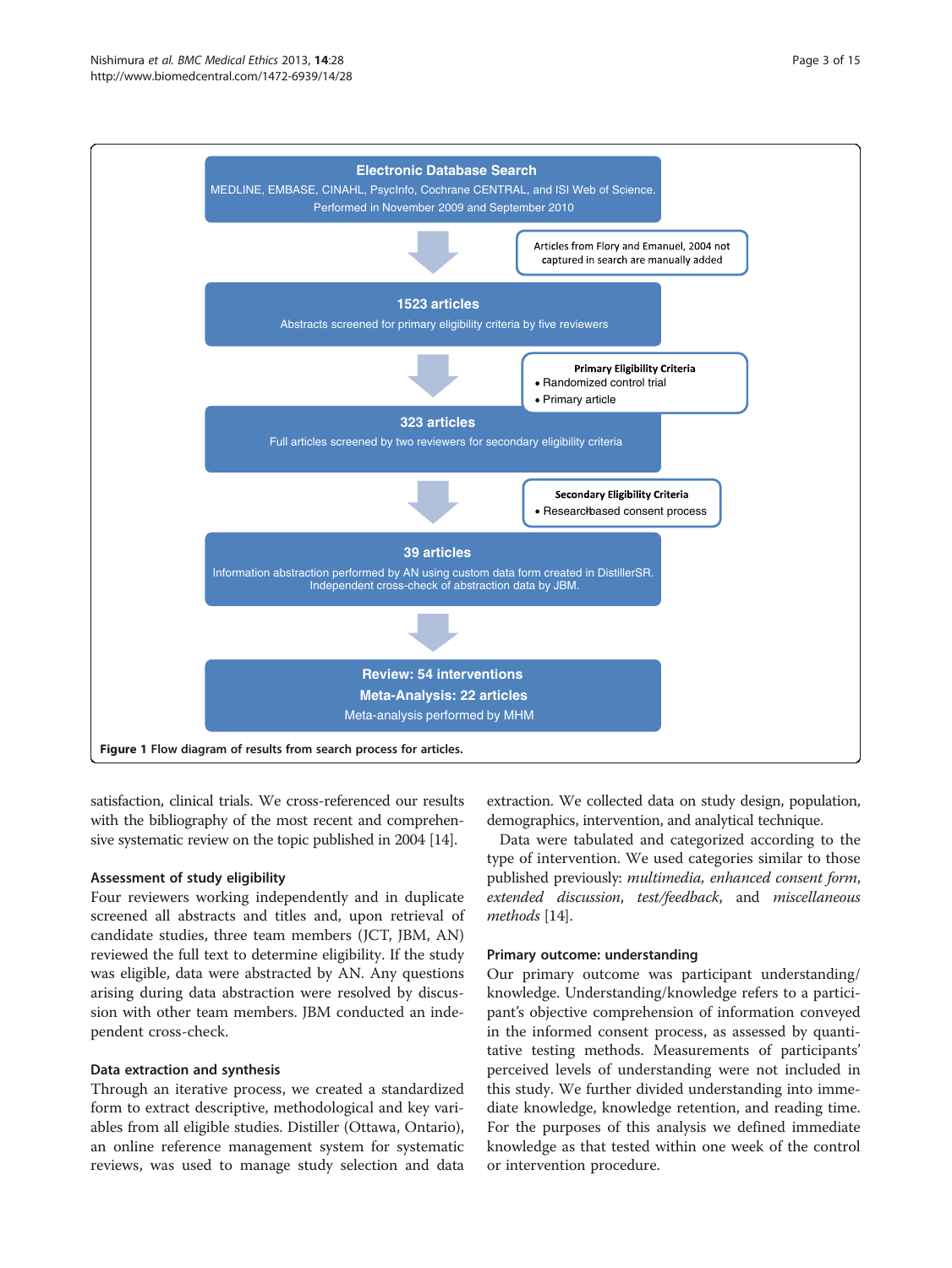**Electronic Database Search**
MEDLINE, EMBASE, CINAHL, PsycInfo, Cochrane CENTRAL, and ISI Web of Science.
Performed in November 2009 and September 2010

Articles from Flory and Emanuel, 2004 not captured in search are manually added

**1523 articles**
Abstracts screened for primary eligibility criteria by five reviewers

**Primary Eligibility Criteria**
- Randomized control trial
- Primary article

**323 articles**
Full articles screened by two reviewers for secondary eligibility criteria

**Secondary Eligibility Criteria**
- Research-based consent process

**39 articles**
Information abstraction performed by AN using custom data form created in DistillerSR. Independent cross-check of abstraction data by JBM.

**Review: 54 interventions**
**Meta-Analysis: 22 articles**
Meta-analysis performed by MHM

**Figure 1** Flow diagram of results from search process for articles.

satisfaction, clinical trials. We cross-referenced our results with the bibliography of the most recent and comprehensive systematic review on the topic published in 2004 [14].

### Assessment of study eligibility

Four reviewers working independently and in duplicate screened all abstracts and titles and, upon retrieval of candidate studies, three team members (JCT, JBM, AN) reviewed the full text to determine eligibility. If the study was eligible, data were abstracted by AN. Any questions arising during data abstraction were resolved by discussion with other team members. JBM conducted an independent cross-check.

### Data extraction and synthesis

Through an iterative process, we created a standardized form to extract descriptive, methodological and key variables from all eligible studies. Distiller (Ottawa, Ontario), an online reference management system for systematic reviews, was used to manage study selection and data extraction. We collected data on study design, population, demographics, intervention, and analytical technique.

Data were tabulated and categorized according to the type of intervention. We used categories similar to those published previously: *multimedia, enhanced consent form*, *extended discussion*, *test/feedback*, and *miscellaneous methods* [14].

### Primary outcome: understanding

Our primary outcome was participant understanding/knowledge. Understanding/knowledge refers to a participant's objective comprehension of information conveyed in the informed consent process, as assessed by quantitative testing methods. Measurements of participants' perceived levels of understanding were not included in this study. We further divided understanding into immediate knowledge, knowledge retention, and reading time. For the purposes of this analysis we defined immediate knowledge as that tested within one week of the control or intervention procedure.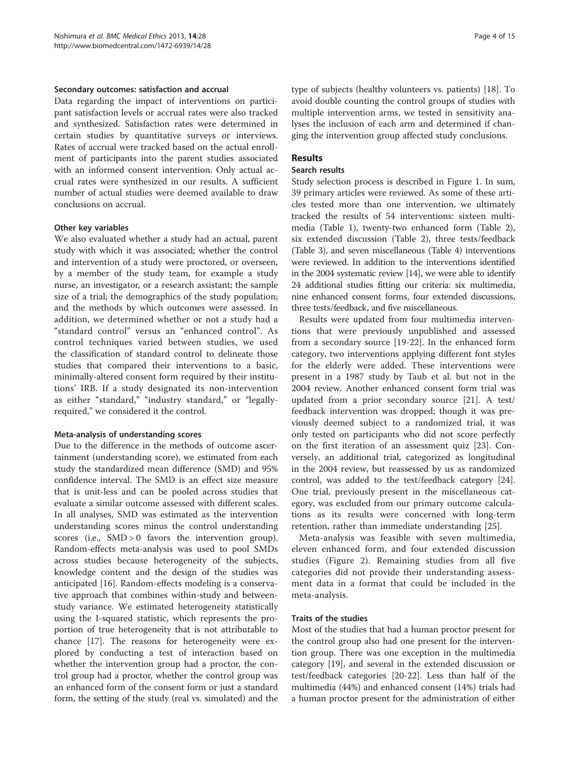#### Secondary outcomes: satisfaction and accrual

Data regarding the impact of interventions on participant satisfaction levels or accrual rates were also tracked and synthesized. Satisfaction rates were determined in certain studies by quantitative surveys or interviews. Rates of accrual were tracked based on the actual enrollment of participants into the parent studies associated with an informed consent intervention. Only actual accrual rates were synthesized in our results. A sufficient number of actual studies were deemed available to draw conclusions on accrual.

#### Other key variables

We also evaluated whether a study had an actual, parent study with which it was associated; whether the control and intervention of a study were proctored, or overseen, by a member of the study team, for example a study nurse, an investigator, or a research assistant; the sample size of a trial; the demographics of the study population; and the methods by which outcomes were assessed. In addition, we determined whether or not a study had a "standard control" versus an "enhanced control". As control techniques varied between studies, we used the classification of standard control to delineate those studies that compared their interventions to a basic, minimally-altered consent form required by their institutions' IRB. If a study designated its non-intervention as either "standard," "industry standard," or "legally-required," we considered it the control.

#### Meta-analysis of understanding scores

Due to the difference in the methods of outcome ascertainment (understanding score), we estimated from each study the standardized mean difference (SMD) and 95% confidence interval. The SMD is an effect size measure that is unit-less and can be pooled across studies that evaluate a similar outcome assessed with different scales. In all analyses, SMD was estimated as the intervention understanding scores minus the control understanding scores (i.e., SMD > 0 favors the intervention group). Random-effects meta-analysis was used to pool SMDs across studies because heterogeneity of the subjects, knowledge content and the design of the studies was anticipated [16]. Random-effects modeling is a conservative approach that combines within-study and between-study variance. We estimated heterogeneity statistically using the I-squared statistic, which represents the proportion of true heterogeneity that is not attributable to chance [17]. The reasons for heterogeneity were explored by conducting a test of interaction based on whether the intervention group had a proctor, the control group had a proctor, whether the control group was an enhanced form of the consent form or just a standard form, the setting of the study (real vs. simulated) and the type of subjects (healthy volunteers vs. patients) [18]. To avoid double counting the control groups of studies with multiple intervention arms, we tested in sensitivity analyses the inclusion of each arm and determined if changing the intervention group affected study conclusions.

## Results

### Search results

Study selection process is described in Figure 1. In sum, 39 primary articles were reviewed. As some of these articles tested more than one intervention, we ultimately tracked the results of 54 interventions: sixteen multimedia (Table 1), twenty-two enhanced form (Table 2), six extended discussion (Table 2), three tests/feedback (Table 3), and seven miscellaneous (Table 4) interventions were reviewed. In addition to the interventions identified in the 2004 systematic review [14], we were able to identify 24 additional studies fitting our criteria: six multimedia, nine enhanced consent forms, four extended discussions, three tests/feedback, and five miscellaneous.

Results were updated from four multimedia interventions that were previously unpublished and assessed from a secondary source [19-22]. In the enhanced form category, two interventions applying different font styles for the elderly were added. These interventions were present in a 1987 study by Taub et al. but not in the 2004 review. Another enhanced consent form trial was updated from a prior secondary source [21]. A test/feedback intervention was dropped; though it was previously deemed subject to a randomized trial, it was only tested on participants who did not score perfectly on the first iteration of an assessment quiz [23]. Conversely, an additional trial, categorized as longitudinal in the 2004 review, but reassessed by us as randomized control, was added to the test/feedback category [24]. One trial, previously present in the miscellaneous category, was excluded from our primary outcome calculations as its results were concerned with long-term retention, rather than immediate understanding [25].

Meta-analysis was feasible with seven multimedia, eleven enhanced form, and four extended discussion studies (Figure 2). Remaining studies from all five categories did not provide their understanding assessment data in a format that could be included in the meta-analysis.

### Traits of the studies

Most of the studies that had a human proctor present for the control group also had one present for the intervention group. There was one exception in the multimedia category [19], and several in the extended discussion or test/feedback categories [20-22]. Less than half of the multimedia (44%) and enhanced consent (14%) trials had a human proctor present for the administration of either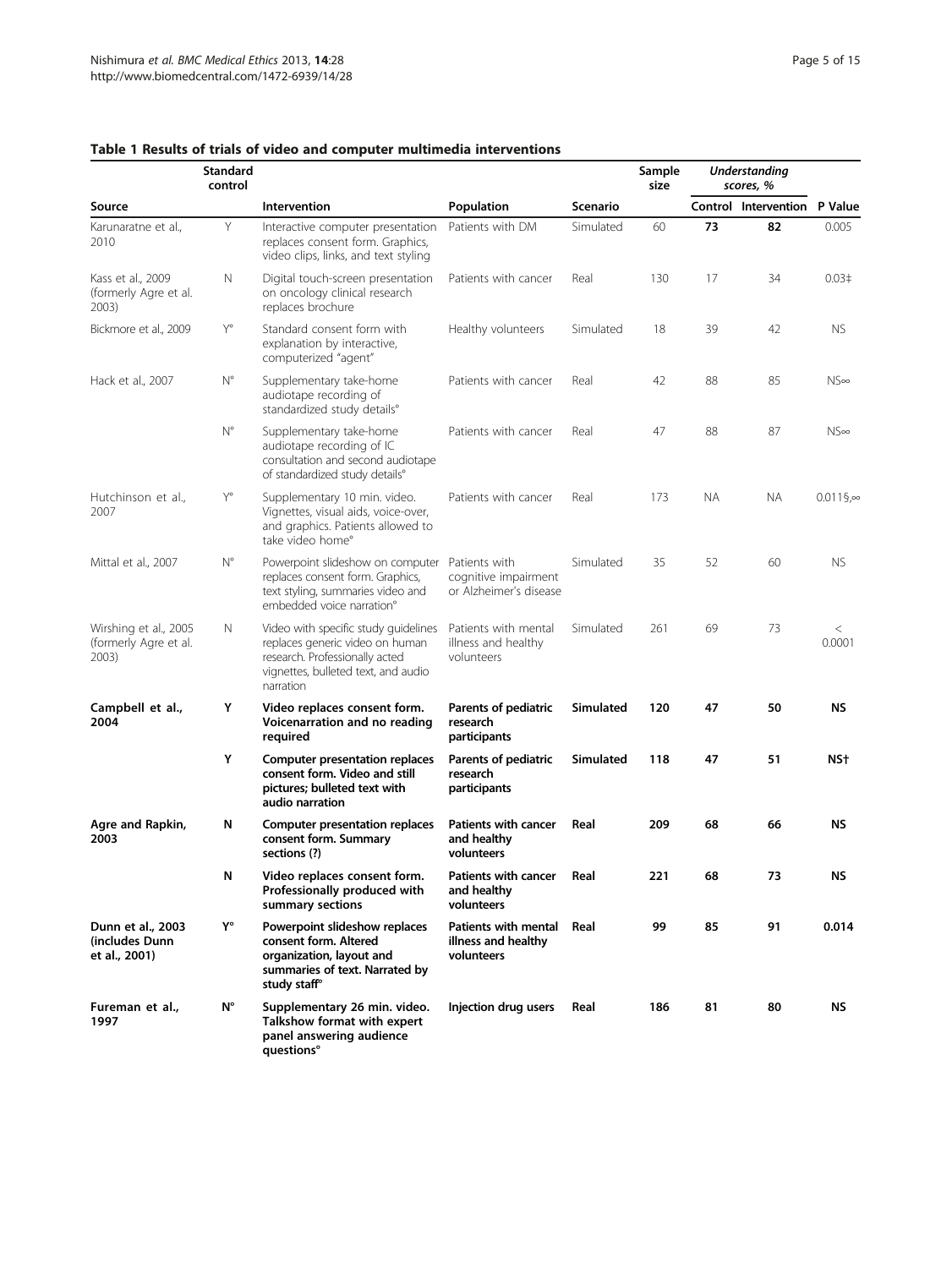**Table 1 Results of trials of video and computer multimedia interventions**

| Source | Standard control | Intervention | Population | Scenario | Sample size | Understanding scores, % | | P Value |
|---|---|---|---|---|---|---|---|---|
| | | | | | | Control | Intervention | |
| Karunaratne et al., 2010 | Y | Interactive computer presentation replaces consent form. Graphics, video clips, links, and text styling | Patients with DM | Simulated | 60 | **73** | **82** | 0.005 |
| Kass et al., 2009 (formerly Agre et al. 2003) | N | Digital touch-screen presentation on oncology clinical research replaces brochure | Patients with cancer | Real | 130 | 17 | 34 | 0.03‡ |
| Bickmore et al., 2009 | Y° | Standard consent form with explanation by interactive, computerized "agent" | Healthy volunteers | Simulated | 18 | 39 | 42 | NS |
| Hack et al., 2007 | N° | Supplementary take-home audiotape recording of standardized study details° | Patients with cancer | Real | 42 | 88 | 85 | NS∞ |
| | N° | Supplementary take-home audiotape recording of IC consultation and second audiotape of standardized study details° | Patients with cancer | Real | 47 | 88 | 87 | NS∞ |
| Hutchinson et al., 2007 | Y° | Supplementary 10 min. video. Vignettes, visual aids, voice-over, and graphics. Patients allowed to take video home° | Patients with cancer | Real | 173 | NA | NA | 0.011§,∞ |
| Mittal et al., 2007 | N° | Powerpoint slideshow on computer replaces consent form. Graphics, text styling, summaries video and embedded voice narration° | Patients with cognitive impairment or Alzheimer's disease | Simulated | 35 | 52 | 60 | NS |
| Wirshing et al., 2005 (formerly Agre et al. 2003) | N | Video with specific study guidelines replaces generic video on human research. Professionally acted vignettes, bulleted text, and audio narration | Patients with mental illness and healthy volunteers | Simulated | 261 | 69 | 73 | < 0.0001 |
| **Campbell et al., 2004** | **Y** | **Video replaces consent form. Voicenarration and no reading required** | **Parents of pediatric research participants** | **Simulated** | **120** | **47** | **50** | **NS** |
| | **Y** | **Computer presentation replaces consent form. Video and still pictures; bulleted text with audio narration** | **Parents of pediatric research participants** | **Simulated** | **118** | **47** | **51** | **NS†** |
| **Agre and Rapkin, 2003** | **N** | **Computer presentation replaces consent form. Summary sections (?)** | **Patients with cancer and healthy volunteers** | **Real** | **209** | **68** | **66** | **NS** |
| | **N** | **Video replaces consent form. Professionally produced with summary sections** | **Patients with cancer and healthy volunteers** | **Real** | **221** | **68** | **73** | **NS** |
| **Dunn et al., 2003 (includes Dunn et al., 2001)** | **Y°** | **Powerpoint slideshow replaces consent form. Altered organization, layout and summaries of text. Narrated by study staff°** | **Patients with mental illness and healthy volunteers** | **Real** | **99** | **85** | **91** | **0.014** |
| **Fureman et al., 1997** | **N°** | **Supplementary 26 min. video. Talkshow format with expert panel answering audience questions°** | **Injection drug users** | **Real** | **186** | **81** | **80** | **NS** |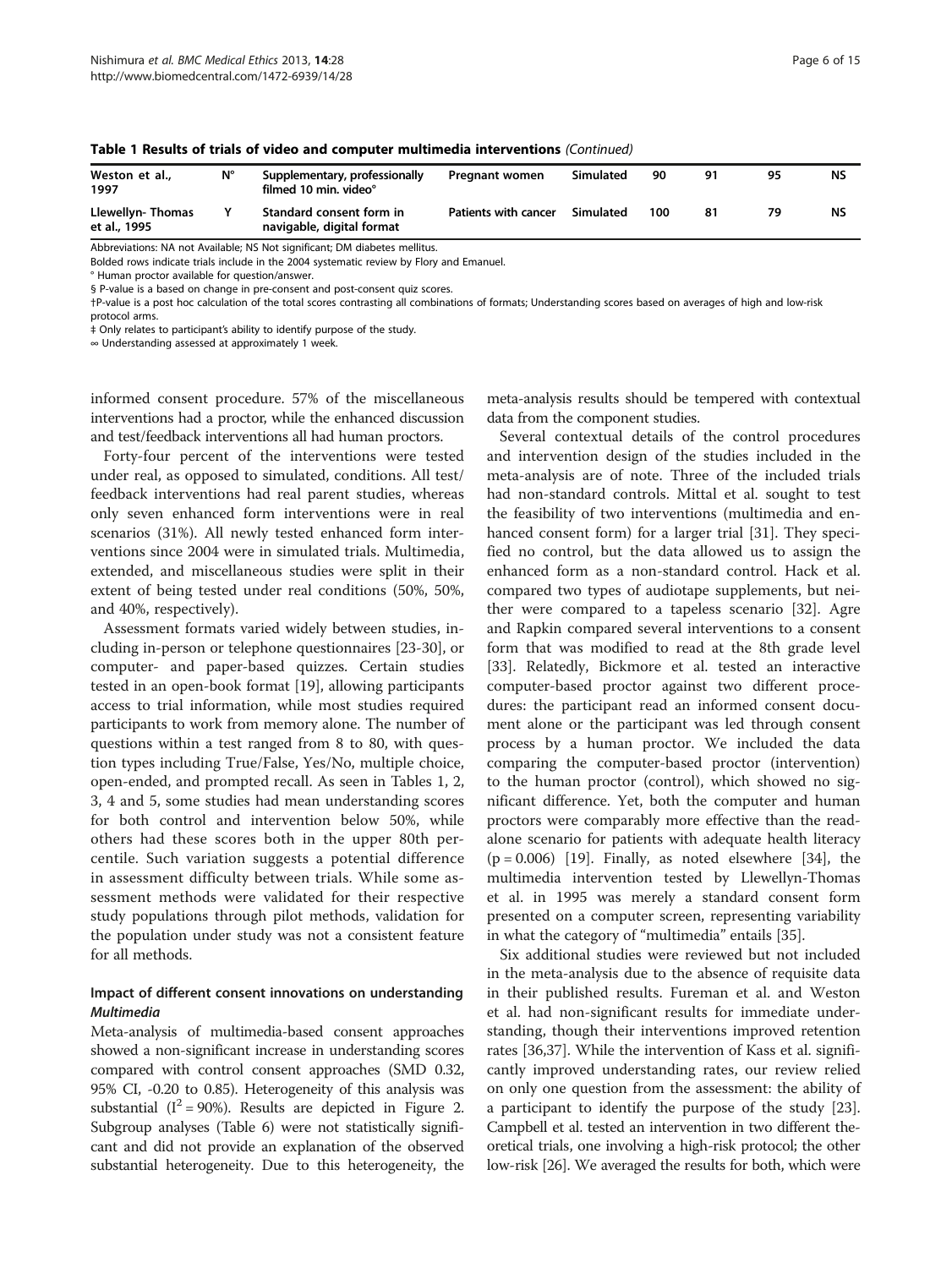**Table 1 Results of trials of video and computer multimedia interventions** *(Continued)*

| | | | | | | | | |
|---|---|---|---|---|---|---|---|---|
| **Weston et al., 1997** | **N°** | **Supplementary, professionally filmed 10 min. video°** | **Pregnant women** | **Simulated** | **90** | **91** | **95** | **NS** |
| **Llewellyn- Thomas et al., 1995** | **Y** | **Standard consent form in navigable, digital format** | **Patients with cancer** | **Simulated** | **100** | **81** | **79** | **NS** |

Abbreviations: NA not Available; NS Not significant; DM diabetes mellitus.

Bolded rows indicate trials include in the 2004 systematic review by Flory and Emanuel.

° Human proctor available for question/answer.

§ P-value is a based on change in pre-consent and post-consent quiz scores.

†P-value is a post hoc calculation of the total scores contrasting all combinations of formats; Understanding scores based on averages of high and low-risk protocol arms.

‡ Only relates to participant's ability to identify purpose of the study.

∞ Understanding assessed at approximately 1 week.

informed consent procedure. 57% of the miscellaneous interventions had a proctor, while the enhanced discussion and test/feedback interventions all had human proctors.

Forty-four percent of the interventions were tested under real, as opposed to simulated, conditions. All test/feedback interventions had real parent studies, whereas only seven enhanced form interventions were in real scenarios (31%). All newly tested enhanced form interventions since 2004 were in simulated trials. Multimedia, extended, and miscellaneous studies were split in their extent of being tested under real conditions (50%, 50%, and 40%, respectively).

Assessment formats varied widely between studies, including in-person or telephone questionnaires [23-30], or computer- and paper-based quizzes. Certain studies tested in an open-book format [19], allowing participants access to trial information, while most studies required participants to work from memory alone. The number of questions within a test ranged from 8 to 80, with question types including True/False, Yes/No, multiple choice, open-ended, and prompted recall. As seen in Tables 1, 2, 3, 4 and 5, some studies had mean understanding scores for both control and intervention below 50%, while others had these scores both in the upper 80th percentile. Such variation suggests a potential difference in assessment difficulty between trials. While some assessment methods were validated for their respective study populations through pilot methods, validation for the population under study was not a consistent feature for all methods.

### Impact of different consent innovations on understanding

#### *Multimedia*

Meta-analysis of multimedia-based consent approaches showed a non-significant increase in understanding scores compared with control consent approaches (SMD 0.32, 95% CI, -0.20 to 0.85). Heterogeneity of this analysis was substantial ($I^2 = 90\%$). Results are depicted in Figure 2. Subgroup analyses (Table 6) were not statistically significant and did not provide an explanation of the observed substantial heterogeneity. Due to this heterogeneity, the meta-analysis results should be tempered with contextual data from the component studies.

Several contextual details of the control procedures and intervention design of the studies included in the meta-analysis are of note. Three of the included trials had non-standard controls. Mittal et al. sought to test the feasibility of two interventions (multimedia and enhanced consent form) for a larger trial [31]. They specified no control, but the data allowed us to assign the enhanced form as a non-standard control. Hack et al. compared two types of audiotape supplements, but neither were compared to a tapeless scenario [32]. Agre and Rapkin compared several interventions to a consent form that was modified to read at the 8th grade level [33]. Relatedly, Bickmore et al. tested an interactive computer-based proctor against two different procedures: the participant read an informed consent document alone or the participant was led through consent process by a human proctor. We included the data comparing the computer-based proctor (intervention) to the human proctor (control), which showed no significant difference. Yet, both the computer and human proctors were comparably more effective than the read-alone scenario for patients with adequate health literacy ($p = 0.006$) [19]. Finally, as noted elsewhere [34], the multimedia intervention tested by Llewellyn-Thomas et al. in 1995 was merely a standard consent form presented on a computer screen, representing variability in what the category of "multimedia" entails [35].

Six additional studies were reviewed but not included in the meta-analysis due to the absence of requisite data in their published results. Fureman et al. and Weston et al. had non-significant results for immediate understanding, though their interventions improved retention rates [36,37]. While the intervention of Kass et al. significantly improved understanding rates, our review relied on only one question from the assessment: the ability of a participant to identify the purpose of the study [23]. Campbell et al. tested an intervention in two different theoretical trials, one involving a high-risk protocol; the other low-risk [26]. We averaged the results for both, which were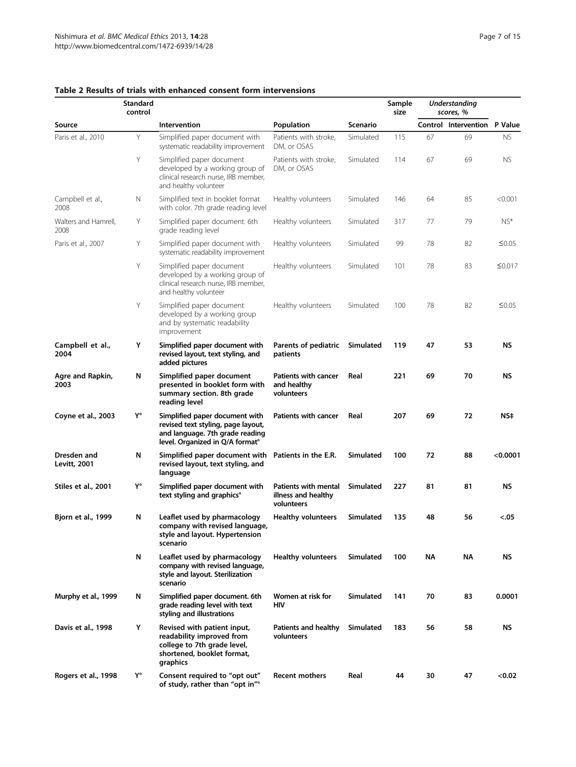**Table 2 Results of trials with enhanced consent form interventions**

| Source | Standard control | Intervention | Population | Scenario | Sample size | Understanding scores, % | | P Value |
|---|---|---|---|---|---|---|---|---|
| | | | | | | Control | Intervention | |
| Paris et al., 2010 | Y | Simplified paper document with systematic readability improvement | Patients with stroke, DM, or OSAS | Simulated | 115 | 67 | 69 | NS |
| | Y | Simplified paper document developed by a working group of clinical research nurse, IRB member, and healthy volunteer | Patients with stroke, DM, or OSAS | Simulated | 114 | 67 | 69 | NS |
| Campbell et al., 2008 | N | Simplified text in booklet format with color. 7th grade reading level | Healthy volunteers | Simulated | 146 | 64 | 85 | <0.001 |
| Walters and Hamrell, 2008 | Y | Simplified paper document. 6th grade reading level | Healthy volunteers | Simulated | 317 | 77 | 79 | NS* |
| Paris et al., 2007 | Y | Simplified paper document with systematic readability improvement | Healthy volunteers | Simulated | 99 | 78 | 82 | ≤0.05 |
| | Y | Simplified paper document developed by a working group of clinical research nurse, IRB member, and healthy volunteer | Healthy volunteers | Simulated | 101 | 78 | 83 | ≤0.017 |
| | Y | Simplified paper document developed by a working group and by systematic readability improvement | Healthy volunteers | Simulated | 100 | 78 | 82 | ≤0.05 |
| **Campbell et al., 2004** | **Y** | **Simplified paper document with revised layout, text styling, and added pictures** | **Parents of pediatric patients** | **Simulated** | **119** | **47** | **53** | **NS** |
| **Agre and Rapkin, 2003** | **N** | **Simplified paper document presented in booklet form with summary section. 8th grade reading level** | **Patients with cancer and healthy volunteers** | **Real** | **221** | **69** | **70** | **NS** |
| **Coyne et al., 2003** | **Y°** | **Simplified paper document with revised text styling, page layout, and language. 7th grade reading level. Organized in Q/A format°** | **Patients with cancer** | **Real** | **207** | **69** | **72** | **NS‡** |
| **Dresden and Levitt, 2001** | **N** | **Simplified paper document with revised layout, text styling, and language** | **Patients in the E.R.** | **Simulated** | **100** | **72** | **88** | **<0.0001** |
| **Stiles et al., 2001** | **Y°** | **Simplified paper document with text styling and graphics°** | **Patients with mental illness and healthy volunteers** | **Simulated** | **227** | **81** | **81** | **NS** |
| **Bjorn et al., 1999** | **N** | **Leaflet used by pharmacology company with revised language, style and layout. Hypertension scenario** | **Healthy volunteers** | **Simulated** | **135** | **48** | **56** | **<.05** |
| | **N** | **Leaflet used by pharmacology company with revised language, style and layout. Sterilization scenario** | **Healthy volunteers** | **Simulated** | **100** | **NA** | **NA** | **NS** |
| **Murphy et al., 1999** | **N** | **Simplified paper document. 6th grade reading level with text styling and illustrations** | **Women at risk for HIV** | **Simulated** | **141** | **70** | **83** | **0.0001** |
| **Davis et al., 1998** | **Y** | **Revised with patient input, readability improved from college to 7th grade level, shortened, booklet format, graphics** | **Patients and healthy volunteers** | **Simulated** | **183** | **56** | **58** | **NS** |
| **Rogers et al., 1998** | **Y°** | **Consent required to "opt out" of study, rather than "opt in"°** | **Recent mothers** | **Real** | **44** | **30** | **47** | **<0.02** |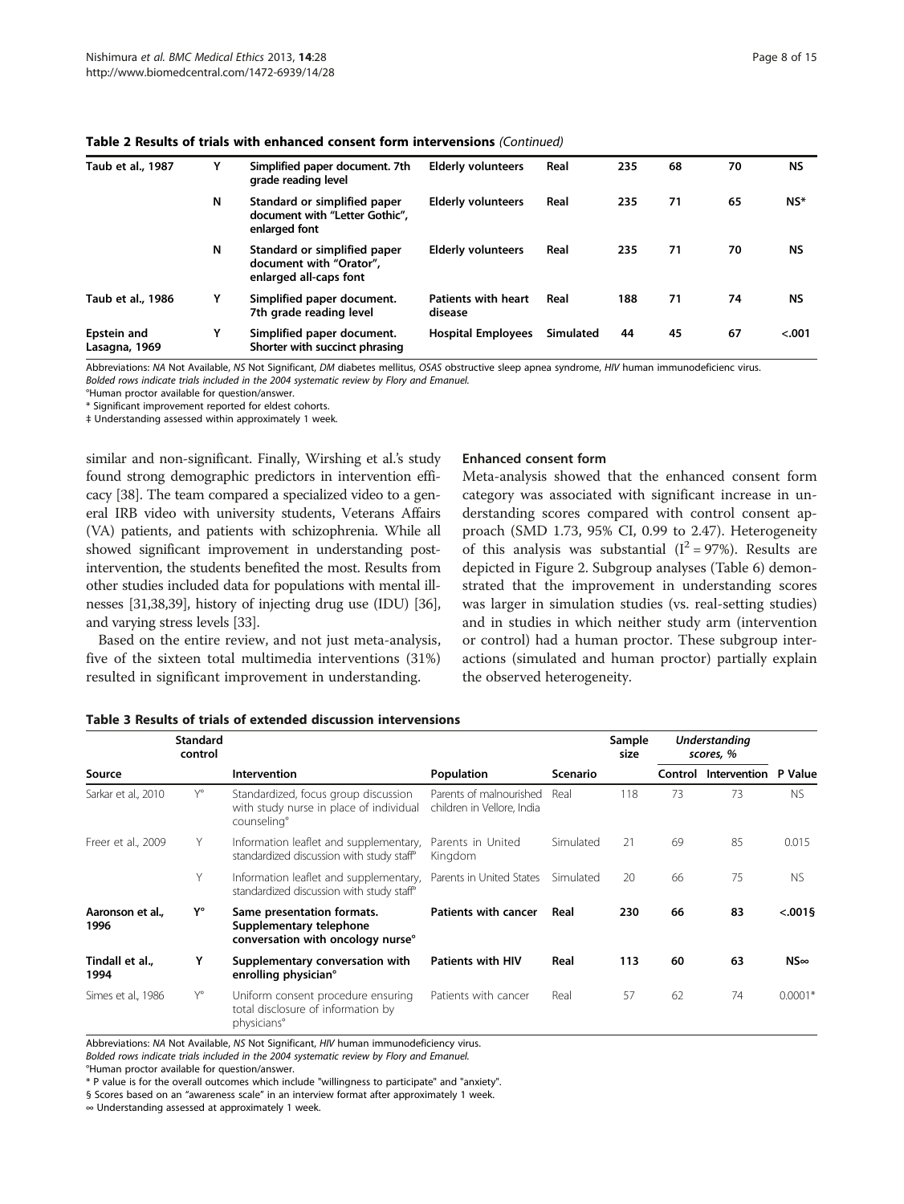**Table 2 Results of trials with enhanced consent form interventions** *(Continued)*

| Source | Standard control | Intervention | Population | Scenario | Sample size | Control | Intervention | P Value |
|---|---|---|---|---|---|---|---|---|
| **Taub et al., 1987** | **Y** | **Simplified paper document. 7th grade reading level** | **Elderly volunteers** | **Real** | **235** | **68** | **70** | **NS** |
| | **N** | **Standard or simplified paper document with "Letter Gothic", enlarged font** | **Elderly volunteers** | **Real** | **235** | **71** | **65** | **NS*** |
| | **N** | **Standard or simplified paper document with "Orator", enlarged all-caps font** | **Elderly volunteers** | **Real** | **235** | **71** | **70** | **NS** |
| **Taub et al., 1986** | **Y** | **Simplified paper document. 7th grade reading level** | **Patients with heart disease** | **Real** | **188** | **71** | **74** | **NS** |
| **Epstein and Lasagna, 1969** | **Y** | **Simplified paper document. Shorter with succinct phrasing** | **Hospital Employees** | **Simulated** | **44** | **45** | **67** | **<.001** |

Abbreviations: *NA* Not Available, *NS* Not Significant, *DM* diabetes mellitus, *OSAS* obstructive sleep apnea syndrome, *HIV* human immunodeficienc virus.
*Bolded rows indicate trials included in the 2004 systematic review by Flory and Emanuel.*
°Human proctor available for question/answer.
* Significant improvement reported for eldest cohorts.
‡ Understanding assessed within approximately 1 week.

similar and non-significant. Finally, Wirshing et al.'s study found strong demographic predictors in intervention efficacy [38]. The team compared a specialized video to a general IRB video with university students, Veterans Affairs (VA) patients, and patients with schizophrenia. While all showed significant improvement in understanding post-intervention, the students benefited the most. Results from other studies included data for populations with mental illnesses [31,38,39], history of injecting drug use (IDU) [36], and varying stress levels [33].

Based on the entire review, and not just meta-analysis, five of the sixteen total multimedia interventions (31%) resulted in significant improvement in understanding.

#### Enhanced consent form

Meta-analysis showed that the enhanced consent form category was associated with significant increase in understanding scores compared with control consent approach (SMD 1.73, 95% CI, 0.99 to 2.47). Heterogeneity of this analysis was substantial ($I^2 = 97\%$). Results are depicted in Figure 2. Subgroup analyses (Table 6) demonstrated that the improvement in understanding scores was larger in simulation studies (vs. real-setting studies) and in studies in which neither study arm (intervention or control) had a human proctor. These subgroup interactions (simulated and human proctor) partially explain the observed heterogeneity.

**Table 3 Results of trials of extended discussion interventions**

| Source | Standard control | Intervention | Population | Scenario | Sample size | *Understanding scores, %* | | P Value |
|---|---|---|---|---|---|---|---|---|
| | | | | | | Control | Intervention | |
| Sarkar et al., 2010 | Y° | Standardized, focus group discussion with study nurse in place of individual counseling° | Parents of malnourished children in Vellore, India | Real | 118 | 73 | 73 | NS |
| Freer et al., 2009 | Y | Information leaflet and supplementary, standardized discussion with study staff° | Parents in United Kingdom | Simulated | 21 | 69 | 85 | 0.015 |
| | Y | Information leaflet and supplementary, standardized discussion with study staff° | Parents in United States | Simulated | 20 | 66 | 75 | NS |
| **Aaronson et al., 1996** | **Y°** | **Same presentation formats. Supplementary telephone conversation with oncology nurse°** | **Patients with cancer** | **Real** | **230** | **66** | **83** | **<.001§** |
| **Tindall et al., 1994** | **Y** | **Supplementary conversation with enrolling physician°** | **Patients with HIV** | **Real** | **113** | **60** | **63** | **NS∞** |
| Simes et al., 1986 | Y° | Uniform consent procedure ensuring total disclosure of information by physicians° | Patients with cancer | Real | 57 | 62 | 74 | 0.0001* |

Abbreviations: *NA* Not Available, *NS* Not Significant, *HIV* human immunodeficiency virus.
*Bolded rows indicate trials included in the 2004 systematic review by Flory and Emanuel.*
°Human proctor available for question/answer.
* P value is for the overall outcomes which include "willingness to participate" and "anxiety".
§ Scores based on an "awareness scale" in an interview format after approximately 1 week.
∞ Understanding assessed at approximately 1 week.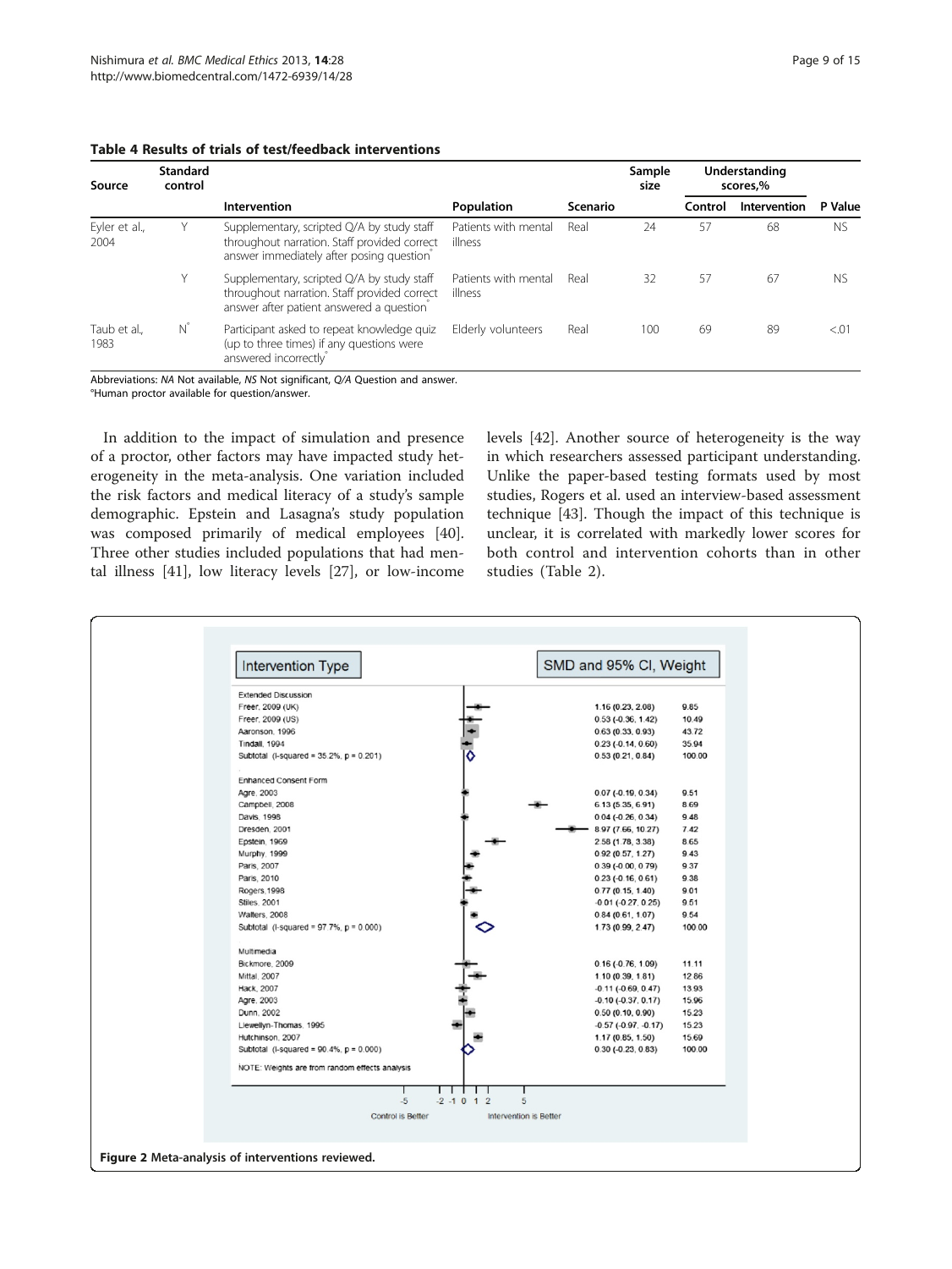**Table 4 Results of trials of test/feedback interventions**

| Source | Standard control | Intervention | Population | Scenario | Sample size | Understanding scores,% | | P Value |
|---|---|---|---|---|---|---|---|---|
| | | | | | | Control | Intervention | |
| Eyler et al., 2004 | Y | Supplementary, scripted Q/A by study staff throughout narration. Staff provided correct answer immediately after posing question° | Patients with mental illness | Real | 24 | 57 | 68 | NS |
| | Y | Supplementary, scripted Q/A by study staff throughout narration. Staff provided correct answer after patient answered a question° | Patients with mental illness | Real | 32 | 57 | 67 | NS |
| Taub et al., 1983 | N° | Participant asked to repeat knowledge quiz (up to three times) if any questions were answered incorrectly° | Elderly volunteers | Real | 100 | 69 | 89 | <.01 |

Abbreviations: *NA* Not available, *NS* Not significant, *Q/A* Question and answer.
°Human proctor available for question/answer.

In addition to the impact of simulation and presence of a proctor, other factors may have impacted study heterogeneity in the meta-analysis. One variation included the risk factors and medical literacy of a study's sample demographic. Epstein and Lasagna's study population was composed primarily of medical employees [40]. Three other studies included populations that had mental illness [41], low literacy levels [27], or low-income levels [42]. Another source of heterogeneity is the way in which researchers assessed participant understanding. Unlike the paper-based testing formats used by most studies, Rogers et al. used an interview-based assessment technique [43]. Though the impact of this technique is unclear, it is correlated with markedly lower scores for both control and intervention cohorts than in other studies (Table 2).

| Intervention Type | SMD and 95% CI | Weight |
|---|---|---|
| **Extended Discussion** | | |
| Freer, 2009 (UK) | 1.16 (0.23, 2.08) | 9.85 |
| Freer, 2009 (US) | 0.53 (-0.36, 1.42) | 10.49 |
| Aaronson, 1996 | 0.63 (0.33, 0.93) | 43.72 |
| Tindall, 1994 | 0.23 (-0.14, 0.60) | 35.94 |
| Subtotal (I-squared = 35.2%, p = 0.201) | 0.53 (0.21, 0.84) | 100.00 |
| **Enhanced Consent Form** | | |
| Agre, 2003 | 0.07 (-0.19, 0.34) | 9.51 |
| Campbell, 2008 | 6.13 (5.35, 6.91) | 8.69 |
| Davis, 1998 | 0.04 (-0.26, 0.34) | 9.48 |
| Dresden, 2001 | 8.97 (7.66, 10.27) | 7.42 |
| Epstein, 1969 | 2.58 (1.78, 3.38) | 8.65 |
| Murphy, 1999 | 0.92 (0.57, 1.27) | 9.43 |
| Paris, 2007 | 0.39 (-0.00, 0.79) | 9.37 |
| Paris, 2010 | 0.23 (-0.16, 0.61) | 9.38 |
| Rogers, 1998 | 0.77 (0.15, 1.40) | 9.01 |
| Stiles, 2001 | -0.01 (-0.27, 0.25) | 9.51 |
| Walters, 2008 | 0.84 (0.61, 1.07) | 9.54 |
| Subtotal (I-squared = 97.7%, p = 0.000) | 1.73 (0.99, 2.47) | 100.00 |
| **Multimedia** | | |
| Bickmore, 2009 | 0.16 (-0.76, 1.09) | 11.11 |
| Mittal, 2007 | 1.10 (0.39, 1.81) | 12.86 |
| Hack, 2007 | -0.11 (-0.69, 0.47) | 13.93 |
| Agre, 2003 | -0.10 (-0.37, 0.17) | 15.96 |
| Dunn, 2002 | 0.50 (0.10, 0.90) | 15.23 |
| Llewellyn-Thomas, 1995 | -0.57 (-0.97, -0.17) | 15.23 |
| Hutchinson, 2007 | 1.17 (0.85, 1.50) | 15.69 |
| Subtotal (I-squared = 90.4%, p = 0.000) | 0.30 (-0.23, 0.83) | 100.00 |

NOTE: Weights are from random effects analysis

Control is Better | Intervention is Better

Figure 2 Meta-analysis of interventions reviewed.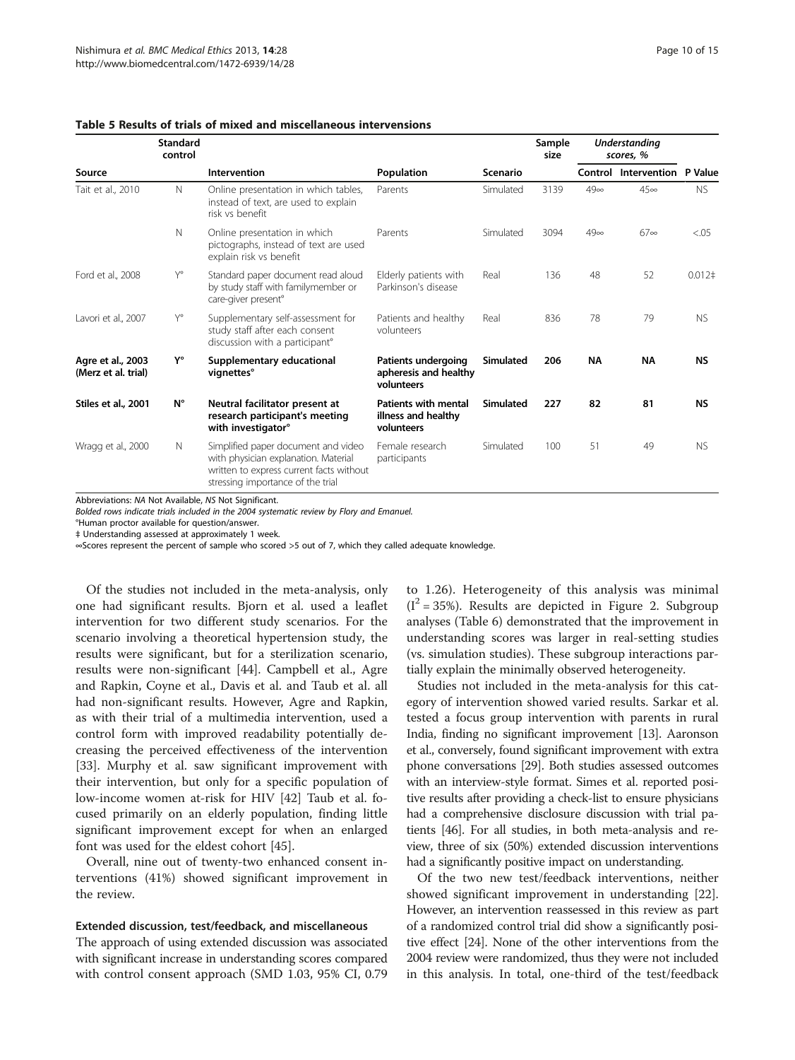**Table 5 Results of trials of mixed and miscellaneous interventions**

| Source | Standard control | Intervention | Population | Scenario | Sample size | Understanding scores, % | | P Value |
|---|---|---|---|---|---|---|---|---|
| | | | | | | Control | Intervention | |
| Tait et al., 2010 | N | Online presentation in which tables, instead of text, are used to explain risk vs benefit | Parents | Simulated | 3139 | 49∞ | 45∞ | NS |
| | N | Online presentation in which pictographs, instead of text are used explain risk vs benefit | Parents | Simulated | 3094 | 49∞ | 67∞ | <.05 |
| Ford et al., 2008 | Y° | Standard paper document read aloud by study staff with familymember or care-giver present° | Elderly patients with Parkinson's disease | Real | 136 | 48 | 52 | 0.012‡ |
| Lavori et al., 2007 | Y° | Supplementary self-assessment for study staff after each consent discussion with a participant° | Patients and healthy volunteers | Real | 836 | 78 | 79 | NS |
| **Agre et al., 2003 (Merz et al. trial)** | **Y°** | **Supplementary educational vignettes°** | **Patients undergoing apheresis and healthy volunteers** | **Simulated** | **206** | **NA** | **NA** | **NS** |
| **Stiles et al., 2001** | **N°** | **Neutral facilitator present at research participant's meeting with investigator°** | **Patients with mental illness and healthy volunteers** | **Simulated** | **227** | **82** | **81** | **NS** |
| Wragg et al., 2000 | N | Simplified paper document and video with physician explanation. Material written to express current facts without stressing importance of the trial | Female research participants | Simulated | 100 | 51 | 49 | NS |

Abbreviations: NA Not Available, NS Not Significant.

*Bolded rows indicate trials included in the 2004 systematic review by Flory and Emanuel.*

°Human proctor available for question/answer.

‡ Understanding assessed at approximately 1 week.

∞Scores represent the percent of sample who scored >5 out of 7, which they called adequate knowledge.

Of the studies not included in the meta-analysis, only one had significant results. Bjorn et al. used a leaflet intervention for two different study scenarios. For the scenario involving a theoretical hypertension study, the results were significant, but for a sterilization scenario, results were non-significant [44]. Campbell et al., Agre and Rapkin, Coyne et al., Davis et al. and Taub et al. all had non-significant results. However, Agre and Rapkin, as with their trial of a multimedia intervention, used a control form with improved readability potentially decreasing the perceived effectiveness of the intervention [33]. Murphy et al. saw significant improvement with their intervention, but only for a specific population of low-income women at-risk for HIV [42] Taub et al. focused primarily on an elderly population, finding little significant improvement except for when an enlarged font was used for the eldest cohort [45].

Overall, nine out of twenty-two enhanced consent interventions (41%) showed significant improvement in the review.

### Extended discussion, test/feedback, and miscellaneous

The approach of using extended discussion was associated with significant increase in understanding scores compared with control consent approach (SMD 1.03, 95% CI, 0.79 to 1.26). Heterogeneity of this analysis was minimal ($I^2 = 35\%$). Results are depicted in Figure 2. Subgroup analyses (Table 6) demonstrated that the improvement in understanding scores was larger in real-setting studies (vs. simulation studies). These subgroup interactions partially explain the minimally observed heterogeneity.

Studies not included in the meta-analysis for this category of intervention showed varied results. Sarkar et al. tested a focus group intervention with parents in rural India, finding no significant improvement [13]. Aaronson et al., conversely, found significant improvement with extra phone conversations [29]. Both studies assessed outcomes with an interview-style format. Simes et al. reported positive results after providing a check-list to ensure physicians had a comprehensive disclosure discussion with trial patients [46]. For all studies, in both meta-analysis and review, three of six (50%) extended discussion interventions had a significantly positive impact on understanding.

Of the two new test/feedback interventions, neither showed significant improvement in understanding [22]. However, an intervention reassessed in this review as part of a randomized control trial did show a significantly positive effect [24]. None of the other interventions from the 2004 review were randomized, thus they were not included in this analysis. In total, one-third of the test/feedback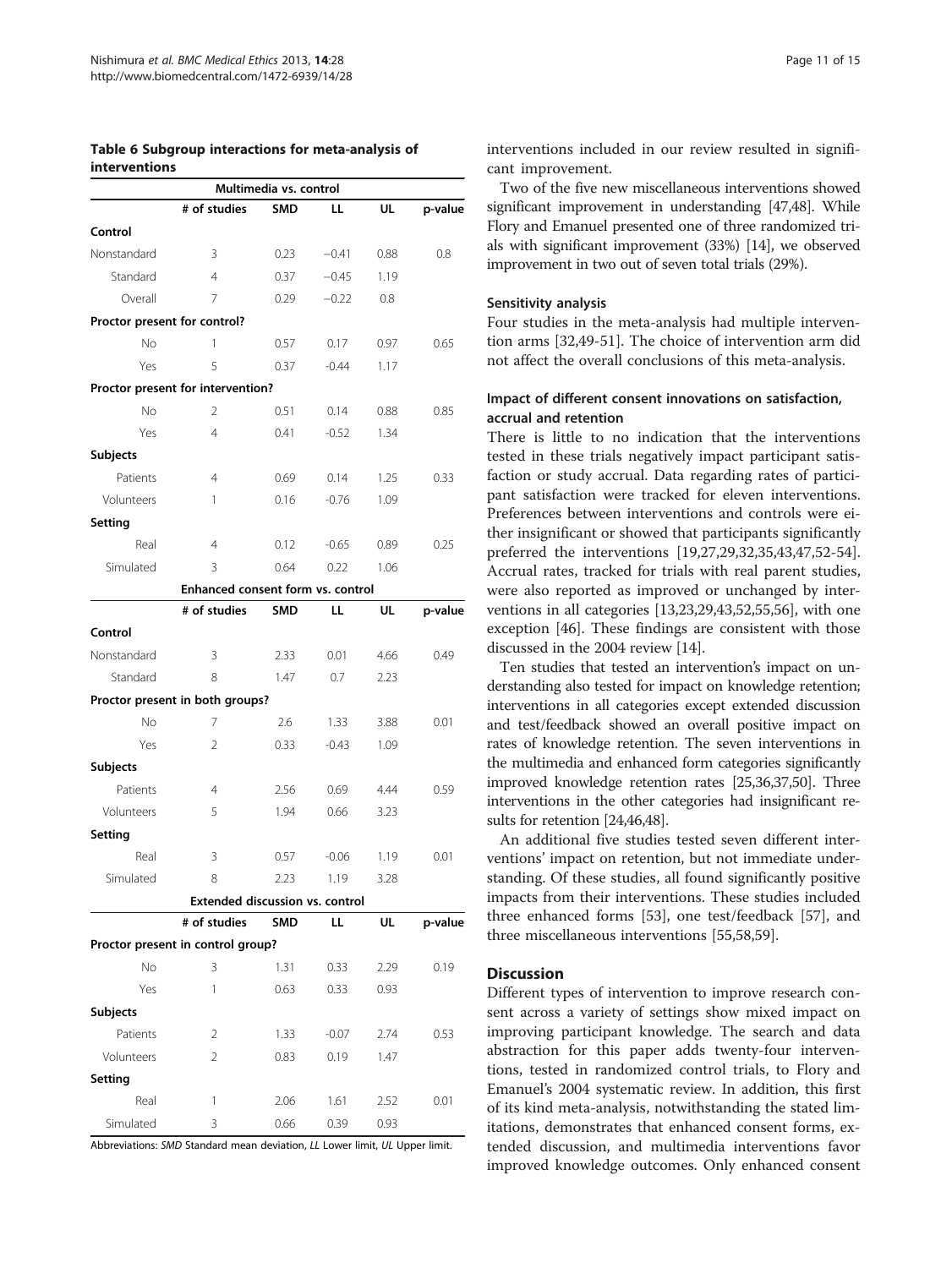**Table 6 Subgroup interactions for meta-analysis of interventions**

| Multimedia vs. control | | | | | |
|---|---|---|---|---|---|
| | # of studies | SMD | LL | UL | p-value |
| **Control** | | | | | |
| Nonstandard | 3 | 0.23 | −0.41 | 0.88 | 0.8 |
| Standard | 4 | 0.37 | −0.45 | 1.19 | |
| Overall | 7 | 0.29 | −0.22 | 0.8 | |
| **Proctor present for control?** | | | | | |
| No | 1 | 0.57 | 0.17 | 0.97 | 0.65 |
| Yes | 5 | 0.37 | -0.44 | 1.17 | |
| **Proctor present for intervention?** | | | | | |
| No | 2 | 0.51 | 0.14 | 0.88 | 0.85 |
| Yes | 4 | 0.41 | -0.52 | 1.34 | |
| **Subjects** | | | | | |
| Patients | 4 | 0.69 | 0.14 | 1.25 | 0.33 |
| Volunteers | 1 | 0.16 | -0.76 | 1.09 | |
| **Setting** | | | | | |
| Real | 4 | 0.12 | -0.65 | 0.89 | 0.25 |
| Simulated | 3 | 0.64 | 0.22 | 1.06 | |
| **Enhanced consent form vs. control** | | | | | |
| | # of studies | SMD | LL | UL | p-value |
| **Control** | | | | | |
| Nonstandard | 3 | 2.33 | 0.01 | 4.66 | 0.49 |
| Standard | 8 | 1.47 | 0.7 | 2.23 | |
| **Proctor present in both groups?** | | | | | |
| No | 7 | 2.6 | 1.33 | 3.88 | 0.01 |
| Yes | 2 | 0.33 | -0.43 | 1.09 | |
| **Subjects** | | | | | |
| Patients | 4 | 2.56 | 0.69 | 4.44 | 0.59 |
| Volunteers | 5 | 1.94 | 0.66 | 3.23 | |
| **Setting** | | | | | |
| Real | 3 | 0.57 | -0.06 | 1.19 | 0.01 |
| Simulated | 8 | 2.23 | 1.19 | 3.28 | |
| **Extended discussion vs. control** | | | | | |
| | # of studies | SMD | LL | UL | p-value |
| **Proctor present in control group?** | | | | | |
| No | 3 | 1.31 | 0.33 | 2.29 | 0.19 |
| Yes | 1 | 0.63 | 0.33 | 0.93 | |
| **Subjects** | | | | | |
| Patients | 2 | 1.33 | -0.07 | 2.74 | 0.53 |
| Volunteers | 2 | 0.83 | 0.19 | 1.47 | |
| **Setting** | | | | | |
| Real | 1 | 2.06 | 1.61 | 2.52 | 0.01 |
| Simulated | 3 | 0.66 | 0.39 | 0.93 | |

Abbreviations: *SMD* Standard mean deviation, *LL* Lower limit, *UL* Upper limit.

interventions included in our review resulted in significant improvement.

Two of the five new miscellaneous interventions showed significant improvement in understanding [47,48]. While Flory and Emanuel presented one of three randomized trials with significant improvement (33%) [14], we observed improvement in two out of seven total trials (29%).

### Sensitivity analysis

Four studies in the meta-analysis had multiple intervention arms [32,49-51]. The choice of intervention arm did not affect the overall conclusions of this meta-analysis.

### Impact of different consent innovations on satisfaction, accrual and retention

There is little to no indication that the interventions tested in these trials negatively impact participant satisfaction or study accrual. Data regarding rates of participant satisfaction were tracked for eleven interventions. Preferences between interventions and controls were either insignificant or showed that participants significantly preferred the interventions [19,27,29,32,35,43,47,52-54]. Accrual rates, tracked for trials with real parent studies, were also reported as improved or unchanged by interventions in all categories [13,23,29,43,52,55,56], with one exception [46]. These findings are consistent with those discussed in the 2004 review [14].

Ten studies that tested an intervention's impact on understanding also tested for impact on knowledge retention; interventions in all categories except extended discussion and test/feedback showed an overall positive impact on rates of knowledge retention. The seven interventions in the multimedia and enhanced form categories significantly improved knowledge retention rates [25,36,37,50]. Three interventions in the other categories had insignificant results for retention [24,46,48].

An additional five studies tested seven different interventions' impact on retention, but not immediate understanding. Of these studies, all found significantly positive impacts from their interventions. These studies included three enhanced forms [53], one test/feedback [57], and three miscellaneous interventions [55,58,59].

## Discussion

Different types of intervention to improve research consent across a variety of settings show mixed impact on improving participant knowledge. The search and data abstraction for this paper adds twenty-four interventions, tested in randomized control trials, to Flory and Emanuel's 2004 systematic review. In addition, this first of its kind meta-analysis, notwithstanding the stated limitations, demonstrates that enhanced consent forms, extended discussion, and multimedia interventions favor improved knowledge outcomes. Only enhanced consent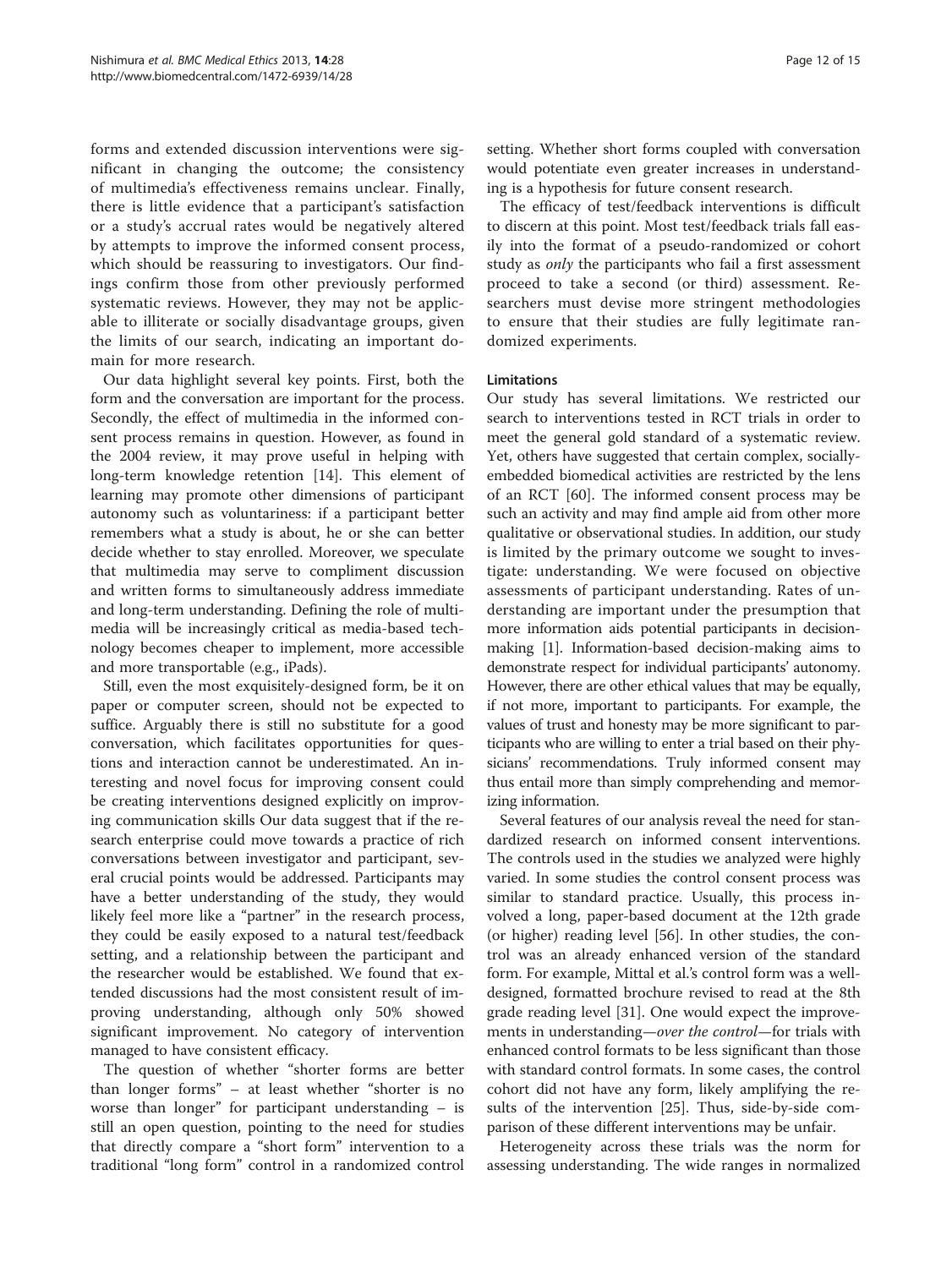forms and extended discussion interventions were significant in changing the outcome; the consistency of multimedia's effectiveness remains unclear. Finally, there is little evidence that a participant's satisfaction or a study's accrual rates would be negatively altered by attempts to improve the informed consent process, which should be reassuring to investigators. Our findings confirm those from other previously performed systematic reviews. However, they may not be applicable to illiterate or socially disadvantage groups, given the limits of our search, indicating an important domain for more research.

Our data highlight several key points. First, both the form and the conversation are important for the process. Secondly, the effect of multimedia in the informed consent process remains in question. However, as found in the 2004 review, it may prove useful in helping with long-term knowledge retention [14]. This element of learning may promote other dimensions of participant autonomy such as voluntariness: if a participant better remembers what a study is about, he or she can better decide whether to stay enrolled. Moreover, we speculate that multimedia may serve to compliment discussion and written forms to simultaneously address immediate and long-term understanding. Defining the role of multimedia will be increasingly critical as media-based technology becomes cheaper to implement, more accessible and more transportable (e.g., iPads).

Still, even the most exquisitely-designed form, be it on paper or computer screen, should not be expected to suffice. Arguably there is still no substitute for a good conversation, which facilitates opportunities for questions and interaction cannot be underestimated. An interesting and novel focus for improving consent could be creating interventions designed explicitly on improving communication skills Our data suggest that if the research enterprise could move towards a practice of rich conversations between investigator and participant, several crucial points would be addressed. Participants may have a better understanding of the study, they would likely feel more like a "partner" in the research process, they could be easily exposed to a natural test/feedback setting, and a relationship between the participant and the researcher would be established. We found that extended discussions had the most consistent result of improving understanding, although only 50% showed significant improvement. No category of intervention managed to have consistent efficacy.

The question of whether "shorter forms are better than longer forms" – at least whether "shorter is no worse than longer" for participant understanding – is still an open question, pointing to the need for studies that directly compare a "short form" intervention to a traditional "long form" control in a randomized control setting. Whether short forms coupled with conversation would potentiate even greater increases in understanding is a hypothesis for future consent research.

The efficacy of test/feedback interventions is difficult to discern at this point. Most test/feedback trials fall easily into the format of a pseudo-randomized or cohort study as *only* the participants who fail a first assessment proceed to take a second (or third) assessment. Researchers must devise more stringent methodologies to ensure that their studies are fully legitimate randomized experiments.

#### Limitations

Our study has several limitations. We restricted our search to interventions tested in RCT trials in order to meet the general gold standard of a systematic review. Yet, others have suggested that certain complex, socially-embedded biomedical activities are restricted by the lens of an RCT [60]. The informed consent process may be such an activity and may find ample aid from other more qualitative or observational studies. In addition, our study is limited by the primary outcome we sought to investigate: understanding. We were focused on objective assessments of participant understanding. Rates of understanding are important under the presumption that more information aids potential participants in decision-making [1]. Information-based decision-making aims to demonstrate respect for individual participants' autonomy. However, there are other ethical values that may be equally, if not more, important to participants. For example, the values of trust and honesty may be more significant to participants who are willing to enter a trial based on their physicians' recommendations. Truly informed consent may thus entail more than simply comprehending and memorizing information.

Several features of our analysis reveal the need for standardized research on informed consent interventions. The controls used in the studies we analyzed were highly varied. In some studies the control consent process was similar to standard practice. Usually, this process involved a long, paper-based document at the 12th grade (or higher) reading level [56]. In other studies, the control was an already enhanced version of the standard form. For example, Mittal et al.'s control form was a well-designed, formatted brochure revised to read at the 8th grade reading level [31]. One would expect the improvements in understanding—*over the control*—for trials with enhanced control formats to be less significant than those with standard control formats. In some cases, the control cohort did not have any form, likely amplifying the results of the intervention [25]. Thus, side-by-side comparison of these different interventions may be unfair.

Heterogeneity across these trials was the norm for assessing understanding. The wide ranges in normalized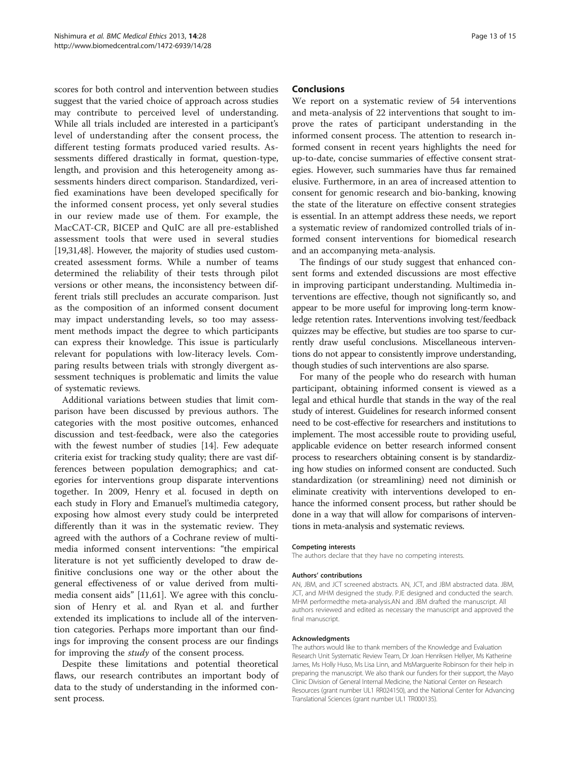scores for both control and intervention between studies suggest that the varied choice of approach across studies may contribute to perceived level of understanding. While all trials included are interested in a participant's level of understanding after the consent process, the different testing formats produced varied results. Assessments differed drastically in format, question-type, length, and provision and this heterogeneity among assessments hinders direct comparison. Standardized, verified examinations have been developed specifically for the informed consent process, yet only several studies in our review made use of them. For example, the MacCAT-CR, BICEP and QuIC are all pre-established assessment tools that were used in several studies [19,31,48]. However, the majority of studies used custom-created assessment forms. While a number of teams determined the reliability of their tests through pilot versions or other means, the inconsistency between different trials still precludes an accurate comparison. Just as the composition of an informed consent document may impact understanding levels, so too may assessment methods impact the degree to which participants can express their knowledge. This issue is particularly relevant for populations with low-literacy levels. Comparing results between trials with strongly divergent assessment techniques is problematic and limits the value of systematic reviews.

Additional variations between studies that limit comparison have been discussed by previous authors. The categories with the most positive outcomes, enhanced discussion and test-feedback, were also the categories with the fewest number of studies [14]. Few adequate criteria exist for tracking study quality; there are vast differences between population demographics; and categories for interventions group disparate interventions together. In 2009, Henry et al. focused in depth on each study in Flory and Emanuel's multimedia category, exposing how almost every study could be interpreted differently than it was in the systematic review. They agreed with the authors of a Cochrane review of multimedia informed consent interventions: "the empirical literature is not yet sufficiently developed to draw definitive conclusions one way or the other about the general effectiveness of or value derived from multimedia consent aids" [11,61]. We agree with this conclusion of Henry et al. and Ryan et al. and further extended its implications to include all of the intervention categories. Perhaps more important than our findings for improving the consent process are our findings for improving the *study* of the consent process.

Despite these limitations and potential theoretical flaws, our research contributes an important body of data to the study of understanding in the informed consent process.

## Conclusions

We report on a systematic review of 54 interventions and meta-analysis of 22 interventions that sought to improve the rates of participant understanding in the informed consent process. The attention to research informed consent in recent years highlights the need for up-to-date, concise summaries of effective consent strategies. However, such summaries have thus far remained elusive. Furthermore, in an area of increased attention to consent for genomic research and bio-banking, knowing the state of the literature on effective consent strategies is essential. In an attempt address these needs, we report a systematic review of randomized controlled trials of informed consent interventions for biomedical research and an accompanying meta-analysis.

The findings of our study suggest that enhanced consent forms and extended discussions are most effective in improving participant understanding. Multimedia interventions are effective, though not significantly so, and appear to be more useful for improving long-term knowledge retention rates. Interventions involving test/feedback quizzes may be effective, but studies are too sparse to currently draw useful conclusions. Miscellaneous interventions do not appear to consistently improve understanding, though studies of such interventions are also sparse.

For many of the people who do research with human participant, obtaining informed consent is viewed as a legal and ethical hurdle that stands in the way of the real study of interest. Guidelines for research informed consent need to be cost-effective for researchers and institutions to implement. The most accessible route to providing useful, applicable evidence on better research informed consent process to researchers obtaining consent is by standardizing how studies on informed consent are conducted. Such standardization (or streamlining) need not diminish or eliminate creativity with interventions developed to enhance the informed consent process, but rather should be done in a way that will allow for comparisons of interventions in meta-analysis and systematic reviews.

#### Competing interests

The authors declare that they have no competing interests.

#### Authors' contributions

AN, JBM, and JCT screened abstracts. AN, JCT, and JBM abstracted data. JBM, JCT, and MHM designed the study. PJE designed and conducted the search. MHM performedthe meta-analysis.AN and JBM drafted the manuscript. All authors reviewed and edited as necessary the manuscript and approved the final manuscript.

#### Acknowledgments

The authors would like to thank members of the Knowledge and Evaluation Research Unit Systematic Review Team, Dr Joan Henriksen Hellyer, Ms Katherine James, Ms Holly Huso, Ms Lisa Linn, and MsMarguerite Robinson for their help in preparing the manuscript. We also thank our funders for their support, the Mayo Clinic Division of General Internal Medicine, the National Center on Research Resources (grant number UL1 RR024150), and the National Center for Advancing Translational Sciences (grant number UL1 TR000135).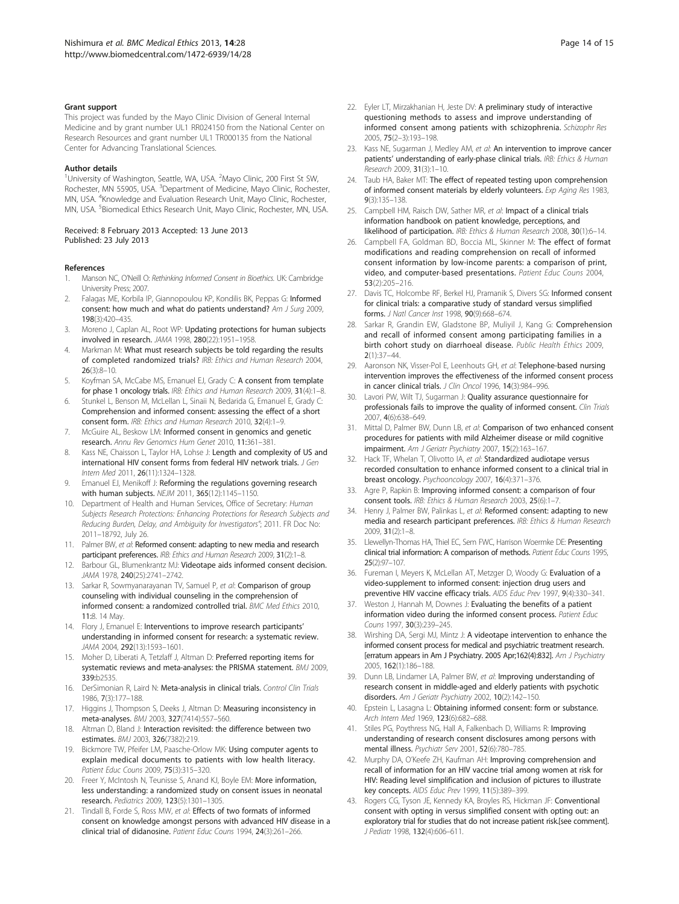#### Grant support

This project was funded by the Mayo Clinic Division of General Internal Medicine and by grant number UL1 RR024150 from the National Center on Research Resources and grant number UL1 TR000135 from the National Center for Advancing Translational Sciences.

#### Author details

[1]University of Washington, Seattle, WA, USA. [2]Mayo Clinic, 200 First St SW, Rochester, MN 55905, USA. [3]Department of Medicine, Mayo Clinic, Rochester, MN, USA. [4]Knowledge and Evaluation Research Unit, Mayo Clinic, Rochester, MN, USA. [5]Biomedical Ethics Research Unit, Mayo Clinic, Rochester, MN, USA.

Received: 8 February 2013 Accepted: 13 June 2013
Published: 23 July 2013

#### References

1. Manson NC, O'Neill O: *Rethinking Informed Consent in Bioethics.* UK: Cambridge University Press; 2007.
2. Falagas ME, Korbila IP, Giannopoulou KP, Kondilis BK, Peppas G: **Informed consent: how much and what do patients understand?** *Am J Surg* 2009, **198**(3):420–435.
3. Moreno J, Caplan AL, Root WP: **Updating protections for human subjects involved in research.** *JAMA* 1998, **280**(22):1951–1958.
4. Markman M: **What must research subjects be told regarding the results of completed randomized trials?** *IRB: Ethics and Human Research* 2004, **26**(3):8–10.
5. Koyfman SA, McCabe MS, Emanuel EJ, Grady C: **A consent from template for phase 1 oncology trials.** *IRB: Ethics and Human Research* 2009, **31**(4):1–8.
6. Stunkel L, Benson M, McLellan L, Sinaii N, Bedarida G, Emanuel E, Grady C: **Comprehension and informed consent: assessing the effect of a short consent form.** *IRB: Ethics and Human Research* 2010, **32**(4):1–9.
7. McGuire AL, Beskow LM: **Informed consent in genomics and genetic research.** *Annu Rev Genomics Hum Genet* 2010, **11**:361–381.
8. Kass NE, Chaisson L, Taylor HA, Lohse J: **Length and complexity of US and international HIV consent forms from federal HIV network trials.** *J Gen Intern Med* 2011, **26**(11):1324–1328.
9. Emanuel EJ, Menikoff J: **Reforming the regulations governing research with human subjects.** *NEJM* 2011, **365**(12):1145–1150.
10. Department of Health and Human Services, Office of Secretary: *Human Subjects Research Protections: Enhancing Protections for Research Subjects and Reducing Burden, Delay, and Ambiguity for Investigators";* 2011. FR Doc No: 2011–18792, July 26.
11. Palmer BW, *et al*: **Reformed consent: adapting to new media and research participant preferences.** *IRB: Ethics and Human Research* 2009, **31**(2):1–8.
12. Barbour GL, Blumenkrantz MJ: **Videotape aids informed consent decision.** *JAMA* 1978, **240**(25):2741–2742.
13. Sarkar R, Sowmyanarayanan TV, Samuel P, *et al*: **Comparison of group counseling with individual counseling in the comprehension of informed consent: a randomized controlled trial.** *BMC Med Ethics* 2010, **11**:8. 14 May.
14. Flory J, Emanuel E: **Interventions to improve research participants' understanding in informed consent for research: a systematic review.** *JAMA* 2004, **292**(13):1593–1601.
15. Moher D, Liberati A, Tetzlaff J, Altman D: **Preferred reporting items for systematic reviews and meta-analyses: the PRISMA statement.** *BMJ* 2009, **339**:b2535.
16. DerSimonian R, Laird N: **Meta-analysis in clinical trials.** *Control Clin Trials* 1986, **7**(3):177–188.
17. Higgins J, Thompson S, Deeks J, Altman D: **Measuring inconsistency in meta-analyses.** *BMJ* 2003, **327**(7414):557–560.
18. Altman D, Bland J: **Interaction revisited: the difference between two estimates.** *BMJ* 2003, **326**(7382):219.
19. Bickmore TW, Pfeifer LM, Paasche-Orlow MK: **Using computer agents to explain medical documents to patients with low health literacy.** *Patient Educ Couns* 2009, **75**(3):315–320.
20. Freer Y, McIntosh N, Teunisse S, Anand KJ, Boyle EM: **More information, less understanding: a randomized study on consent issues in neonatal research.** *Pediatrics* 2009, **123**(5):1301–1305.
21. Tindall B, Forde S, Ross MW, *et al*: **Effects of two formats of informed consent on knowledge amongst persons with advanced HIV disease in a clinical trial of didanosine.** *Patient Educ Couns* 1994, **24**(3):261–266.
22. Eyler LT, Mirzakhanian H, Jeste DV: **A preliminary study of interactive questioning methods to assess and improve understanding of informed consent among patients with schizophrenia.** *Schizophr Res* 2005, **75**(2–3):193–198.
23. Kass NE, Sugarman J, Medley AM, *et al*: **An intervention to improve cancer patients' understanding of early-phase clinical trials.** *IRB: Ethics & Human Research* 2009, **31**(3):1–10.
24. Taub HA, Baker MT: **The effect of repeated testing upon comprehension of informed consent materials by elderly volunteers.** *Exp Aging Res* 1983, **9**(3):135–138.
25. Campbell HM, Raisch DW, Sather MR, *et al*: **Impact of a clinical trials information handbook on patient knowledge, perceptions, and likelihood of participation.** *IRB: Ethics & Human Research* 2008, **30**(1):6–14.
26. Campbell FA, Goldman BD, Boccia ML, Skinner M: **The effect of format modifications and reading comprehension on recall of informed consent information by low-income parents: a comparison of print, video, and computer-based presentations.** *Patient Educ Couns* 2004, **53**(2):205–216.
27. Davis TC, Holcombe RF, Berkel HJ, Pramanik S, Divers SG: **Informed consent for clinical trials: a comparative study of standard versus simplified forms.** *J Natl Cancer Inst* 1998, **90**(9):668–674.
28. Sarkar R, Grandin EW, Gladstone BP, Muliyil J, Kang G: **Comprehension and recall of informed consent among participating families in a birth cohort study on diarrhoeal disease.** *Public Health Ethics* 2009, **2**(1):37–44.
29. Aaronson NK, Visser-Pol E, Leenhouts GH, *et al*: **Telephone-based nursing intervention improves the effectiveness of the informed consent process in cancer clinical trials.** *J Clin Oncol* 1996, **14**(3):984–996.
30. Lavori PW, Wilt TJ, Sugarman J: **Quality assurance questionnaire for professionals fails to improve the quality of informed consent.** *Clin Trials* 2007, **4**(6):638–649.
31. Mittal D, Palmer BW, Dunn LB, *et al*: **Comparison of two enhanced consent procedures for patients with mild Alzheimer disease or mild cognitive impairment.** *Am J Geriatr Psychiatry* 2007, **15**(2):163–167.
32. Hack TF, Whelan T, Olivotto IA, *et al*: **Standardized audiotape versus recorded consultation to enhance informed consent to a clinical trial in breast oncology.** *Psychooncology* 2007, **16**(4):371–376.
33. Agre P, Rapkin B: **Improving informed consent: a comparison of four consent tools.** *IRB: Ethics & Human Research* 2003, **25**(6):1–7.
34. Henry J, Palmer BW, Palinkas L, *et al*: **Reformed consent: adapting to new media and research participant preferences.** *IRB: Ethics & Human Research* 2009, **31**(2):1–8.
35. Llewellyn-Thomas HA, Thiel EC, Sem FWC, Harrison Woermke DE: **Presenting clinical trial information: A comparison of methods.** *Patient Educ Couns* 1995, **25**(2):97–107.
36. Fureman I, Meyers K, McLellan AT, Metzger D, Woody G: **Evaluation of a video-supplement to informed consent: injection drug users and preventive HIV vaccine efficacy trials.** *AIDS Educ Prev* 1997, **9**(4):330–341.
37. Weston J, Hannah M, Downes J: **Evaluating the benefits of a patient information video during the informed consent process.** *Patient Educ Couns* 1997, **30**(3):239–245.
38. Wirshing DA, Sergi MJ, Mintz J: **A videotape intervention to enhance the informed consent process for medical and psychiatric treatment research. [erratum appears in Am J Psychiatry. 2005 Apr;162(4):832].** *Am J Psychiatry* 2005, **162**(1):186–188.
39. Dunn LB, Lindamer LA, Palmer BW, *et al*: **Improving understanding of research consent in middle-aged and elderly patients with psychotic disorders.** *Am J Geriatr Psychiatry* 2002, **10**(2):142–150.
40. Epstein L, Lasagna L: **Obtaining informed consent: form or substance.** *Arch Intern Med* 1969, **123**(6):682–688.
41. Stiles PG, Poythress NG, Hall A, Falkenbach D, Williams R: **Improving understanding of research consent disclosures among persons with mental illness.** *Psychiatr Serv* 2001, **52**(6):780–785.
42. Murphy DA, O'Keefe ZH, Kaufman AH: **Improving comprehension and recall of information for an HIV vaccine trial among women at risk for HIV: Reading level simplification and inclusion of pictures to illustrate key concepts.** *AIDS Educ Prev* 1999, **11**(5):389–399.
43. Rogers CG, Tyson JE, Kennedy KA, Broyles RS, Hickman JF: **Conventional consent with opting in versus simplified consent with opting out: an exploratory trial for studies that do not increase patient risk.[see comment].** *J Pediatr* 1998, **132**(4):606–611.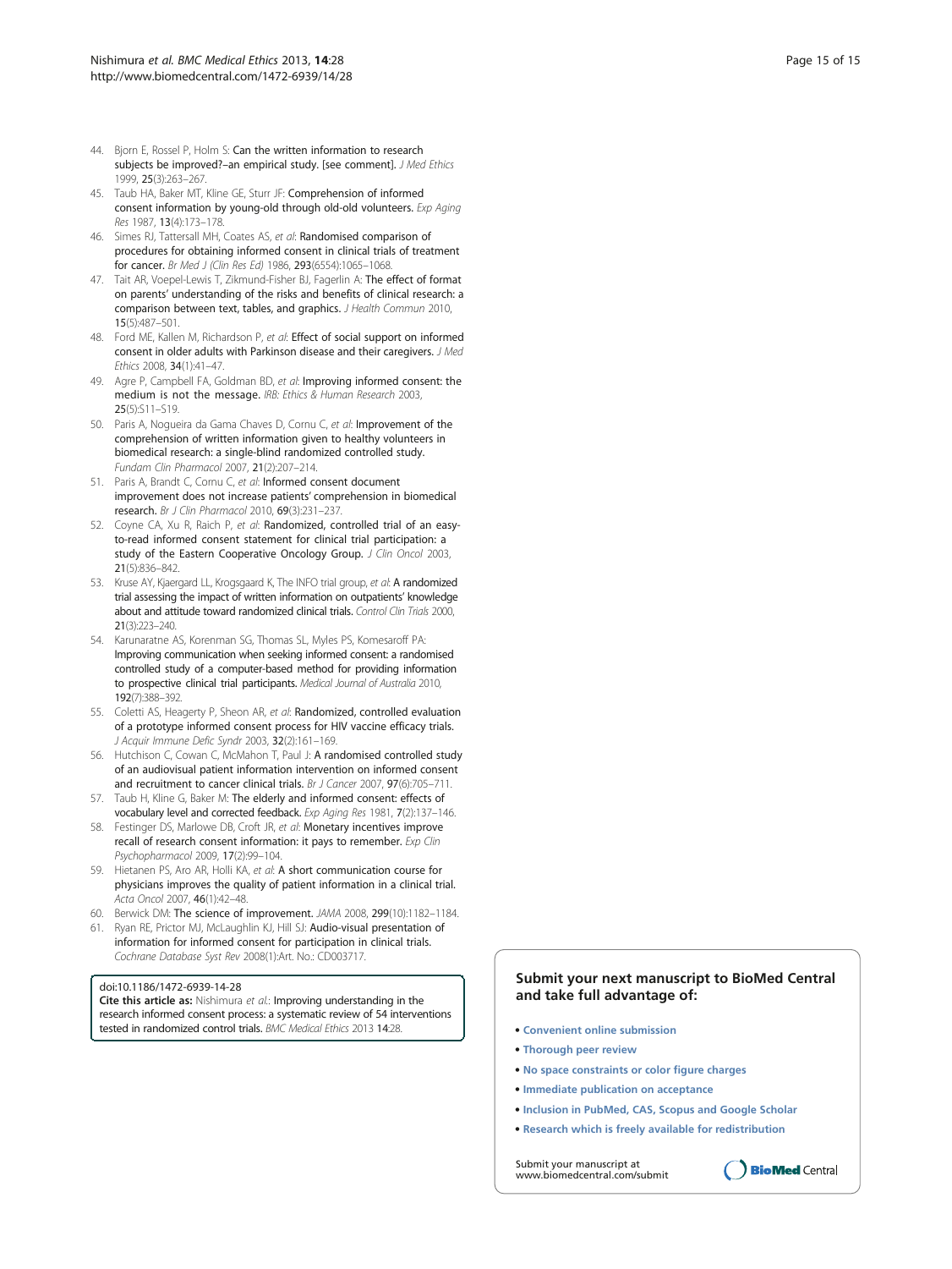44. Bjorn E, Rossel P, Holm S: Can the written information to research subjects be improved?–an empirical study. [see comment]. *J Med Ethics* 1999, **25**(3):263–267.
45. Taub HA, Baker MT, Kline GE, Sturr JF: Comprehension of informed consent information by young-old through old-old volunteers. *Exp Aging Res* 1987, **13**(4):173–178.
46. Simes RJ, Tattersall MH, Coates AS, *et al*: Randomised comparison of procedures for obtaining informed consent in clinical trials of treatment for cancer. *Br Med J (Clin Res Ed)* 1986, **293**(6554):1065–1068.
47. Tait AR, Voepel-Lewis T, Zikmund-Fisher BJ, Fagerlin A: The effect of format on parents' understanding of the risks and benefits of clinical research: a comparison between text, tables, and graphics. *J Health Commun* 2010, **15**(5):487–501.
48. Ford ME, Kallen M, Richardson P, *et al*: Effect of social support on informed consent in older adults with Parkinson disease and their caregivers. *J Med Ethics* 2008, **34**(1):41–47.
49. Agre P, Campbell FA, Goldman BD, *et al*: Improving informed consent: the medium is not the message. *IRB: Ethics & Human Research* 2003, **25**(5):S11–S19.
50. Paris A, Nogueira da Gama Chaves D, Cornu C, *et al*: Improvement of the comprehension of written information given to healthy volunteers in biomedical research: a single-blind randomized controlled study. *Fundam Clin Pharmacol* 2007, **21**(2):207–214.
51. Paris A, Brandt C, Cornu C, *et al*: Informed consent document improvement does not increase patients' comprehension in biomedical research. *Br J Clin Pharmacol* 2010, **69**(3):231–237.
52. Coyne CA, Xu R, Raich P, *et al*: Randomized, controlled trial of an easy-to-read informed consent statement for clinical trial participation: a study of the Eastern Cooperative Oncology Group. *J Clin Oncol* 2003, **21**(5):836–842.
53. Kruse AY, Kjaergard LL, Krogsgaard K, The INFO trial group, *et al*: A randomized trial assessing the impact of written information on outpatients' knowledge about and attitude toward randomized clinical trials. *Control Clin Trials* 2000, **21**(3):223–240.
54. Karunaratne AS, Korenman SG, Thomas SL, Myles PS, Komesaroff PA: Improving communication when seeking informed consent: a randomised controlled study of a computer-based method for providing information to prospective clinical trial participants. *Medical Journal of Australia* 2010, **192**(7):388–392.
55. Coletti AS, Heagerty P, Sheon AR, *et al*: Randomized, controlled evaluation of a prototype informed consent process for HIV vaccine efficacy trials. *J Acquir Immune Defic Syndr* 2003, **32**(2):161–169.
56. Hutchison C, Cowan C, McMahon T, Paul J: A randomised controlled study of an audiovisual patient information intervention on informed consent and recruitment to cancer clinical trials. *Br J Cancer* 2007, **97**(6):705–711.
57. Taub H, Kline G, Baker M: The elderly and informed consent: effects of vocabulary level and corrected feedback. *Exp Aging Res* 1981, **7**(2):137–146.
58. Festinger DS, Marlowe DB, Croft JR, *et al*: Monetary incentives improve recall of research consent information: it pays to remember. *Exp Clin Psychopharmacol* 2009, **17**(2):99–104.
59. Hietanen PS, Aro AR, Holli KA, *et al*: A short communication course for physicians improves the quality of patient information in a clinical trial. *Acta Oncol* 2007, **46**(1):42–48.
60. Berwick DM: The science of improvement. *JAMA* 2008, **299**(10):1182–1184.
61. Ryan RE, Prictor MJ, McLaughlin KJ, Hill SJ: Audio-visual presentation of information for informed consent for participation in clinical trials. *Cochrane Database Syst Rev* 2008(1):Art. No.: CD003717.

doi:10.1186/1472-6939-14-28

**Cite this article as:** Nishimura *et al.*: Improving understanding in the research informed consent process: a systematic review of 54 interventions tested in randomized control trials. *BMC Medical Ethics* 2013 **14**:28.

**Submit your next manuscript to BioMed Central and take full advantage of:**

- **Convenient online submission**
- **Thorough peer review**
- **No space constraints or color figure charges**
- **Immediate publication on acceptance**
- **Inclusion in PubMed, CAS, Scopus and Google Scholar**
- **Research which is freely available for redistribution**

Submit your manuscript at www.biomedcentral.com/submit

BioMed Central